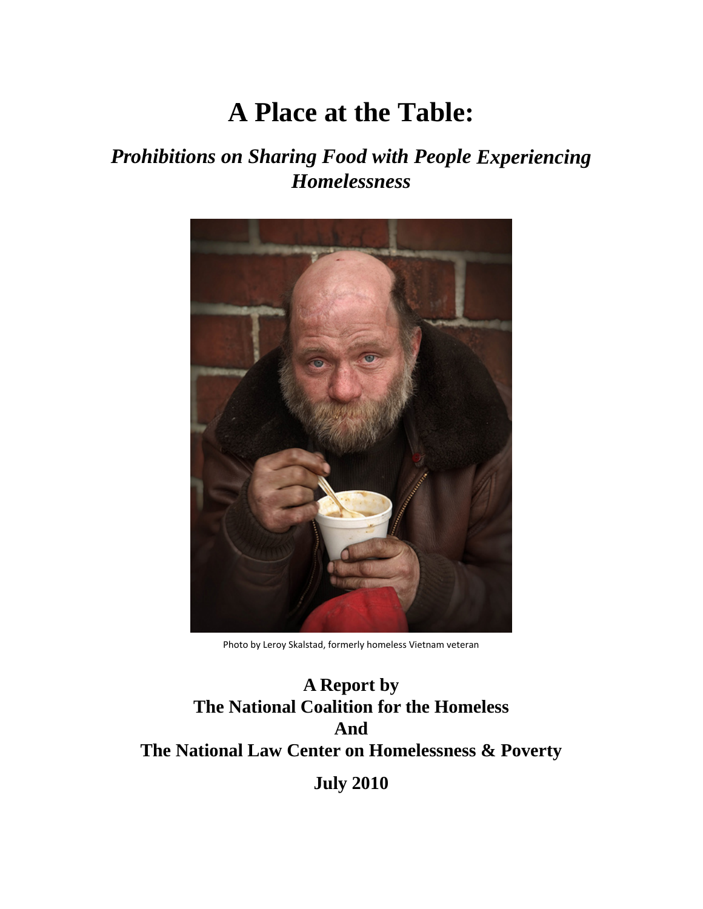# A Place at the Table:

## *Prohibitions on Sharing Food with People Experiencing Homelessness*

Photo by Leroy Skalstad, formerly homeless Vietnam veteran

**A Report by**
**The National Coalition for the Homeless**
**And**
**The National Law Center on Homelessness & Poverty**

**July 2010**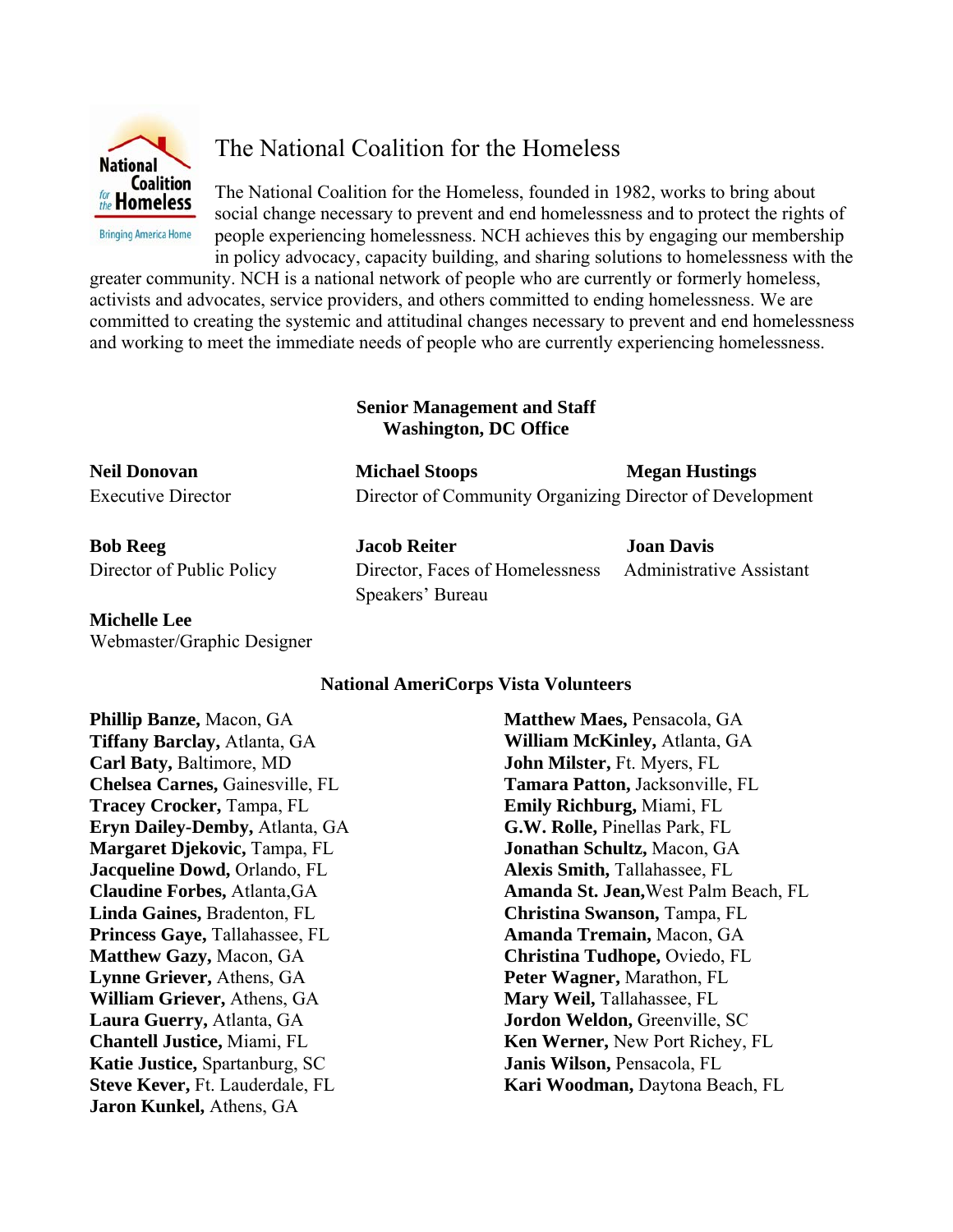# The National Coalition for the Homeless

The National Coalition for the Homeless, founded in 1982, works to bring about social change necessary to prevent and end homelessness and to protect the rights of people experiencing homelessness. NCH achieves this by engaging our membership in policy advocacy, capacity building, and sharing solutions to homelessness with the greater community. NCH is a national network of people who are currently or formerly homeless, activists and advocates, service providers, and others committed to ending homelessness. We are committed to creating the systemic and attitudinal changes necessary to prevent and end homelessness and working to meet the immediate needs of people who are currently experiencing homelessness.

## Senior Management and Staff
## Washington, DC Office

**Neil Donovan**
Executive Director

**Michael Stoops**
Director of Community Organizing

**Megan Hustings**
Director of Development

**Bob Reeg**
Director of Public Policy

**Jacob Reiter**
Director, Faces of Homelessness Speakers' Bureau

**Joan Davis**
Administrative Assistant

**Michelle Lee**
Webmaster/Graphic Designer

## National AmeriCorps Vista Volunteers

**Phillip Banze,** Macon, GA
**Tiffany Barclay,** Atlanta, GA
**Carl Baty,** Baltimore, MD
**Chelsea Carnes,** Gainesville, FL
**Tracey Crocker,** Tampa, FL
**Eryn Dailey-Demby,** Atlanta, GA
**Margaret Djekovic,** Tampa, FL
**Jacqueline Dowd,** Orlando, FL
**Claudine Forbes,** Atlanta,GA
**Linda Gaines,** Bradenton, FL
**Princess Gaye,** Tallahassee, FL
**Matthew Gazy,** Macon, GA
**Lynne Griever,** Athens, GA
**William Griever,** Athens, GA
**Laura Guerry,** Atlanta, GA
**Chantell Justice,** Miami, FL
**Katie Justice,** Spartanburg, SC
**Steve Kever,** Ft. Lauderdale, FL
**Jaron Kunkel,** Athens, GA
**Matthew Maes,** Pensacola, GA
**William McKinley,** Atlanta, GA
**John Milster,** Ft. Myers, FL
**Tamara Patton,** Jacksonville, FL
**Emily Richburg,** Miami, FL
**G.W. Rolle,** Pinellas Park, FL
**Jonathan Schultz,** Macon, GA
**Alexis Smith,** Tallahassee, FL
**Amanda St. Jean,**West Palm Beach, FL
**Christina Swanson,** Tampa, FL
**Amanda Tremain,** Macon, GA
**Christina Tudhope,** Oviedo, FL
**Peter Wagner,** Marathon, FL
**Mary Weil,** Tallahassee, FL
**Jordon Weldon,** Greenville, SC
**Ken Werner,** New Port Richey, FL
**Janis Wilson,** Pensacola, FL
**Kari Woodman,** Daytona Beach, FL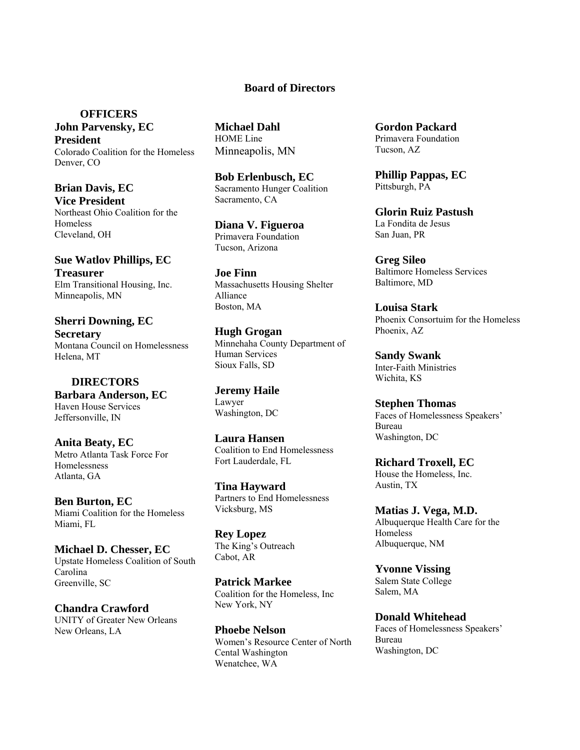## Board of Directors

### OFFICERS

**John Parvensky, EC**
**President**
Colorado Coalition for the Homeless
Denver, CO

**Brian Davis, EC**
**Vice President**
Northeast Ohio Coalition for the Homeless
Cleveland, OH

**Sue Watlov Phillips, EC**
**Treasurer**
Elm Transitional Housing, Inc.
Minneapolis, MN

**Sherri Downing, EC**
**Secretary**
Montana Council on Homelessness
Helena, MT

### DIRECTORS

**Barbara Anderson, EC**
Haven House Services
Jeffersonville, IN

**Anita Beaty, EC**
Metro Atlanta Task Force For Homelessness
Atlanta, GA

**Ben Burton, EC**
Miami Coalition for the Homeless
Miami, FL

**Michael D. Chesser, EC**
Upstate Homeless Coalition of South Carolina
Greenville, SC

**Chandra Crawford**
UNITY of Greater New Orleans
New Orleans, LA

**Michael Dahl**
HOME Line
Minneapolis, MN

**Bob Erlenbusch, EC**
Sacramento Hunger Coalition
Sacramento, CA

**Diana V. Figueroa**
Primavera Foundation
Tucson, Arizona

**Joe Finn**
Massachusetts Housing Shelter Alliance
Boston, MA

**Hugh Grogan**
Minnehaha County Department of Human Services
Sioux Falls, SD

**Jeremy Haile**
Lawyer
Washington, DC

**Laura Hansen**
Coalition to End Homelessness
Fort Lauderdale, FL

**Tina Hayward**
Partners to End Homelessness
Vicksburg, MS

**Rey Lopez**
The King's Outreach
Cabot, AR

**Patrick Markee**
Coalition for the Homeless, Inc
New York, NY

**Phoebe Nelson**
Women's Resource Center of North Cental Washington
Wenatchee, WA

**Gordon Packard**
Primavera Foundation
Tucson, AZ

**Phillip Pappas, EC**
Pittsburgh, PA

**Glorin Ruiz Pastush**
La Fondita de Jesus
San Juan, PR

**Greg Sileo**
Baltimore Homeless Services
Baltimore, MD

**Louisa Stark**
Phoenix Consortuim for the Homeless
Phoenix, AZ

**Sandy Swank**
Inter-Faith Ministries
Wichita, KS

**Stephen Thomas**
Faces of Homelessness Speakers' Bureau
Washington, DC

**Richard Troxell, EC**
House the Homeless, Inc.
Austin, TX

**Matias J. Vega, M.D.**
Albuquerque Health Care for the Homeless
Albuquerque, NM

**Yvonne Vissing**
Salem State College
Salem, MA

**Donald Whitehead**
Faces of Homelessness Speakers' Bureau
Washington, DC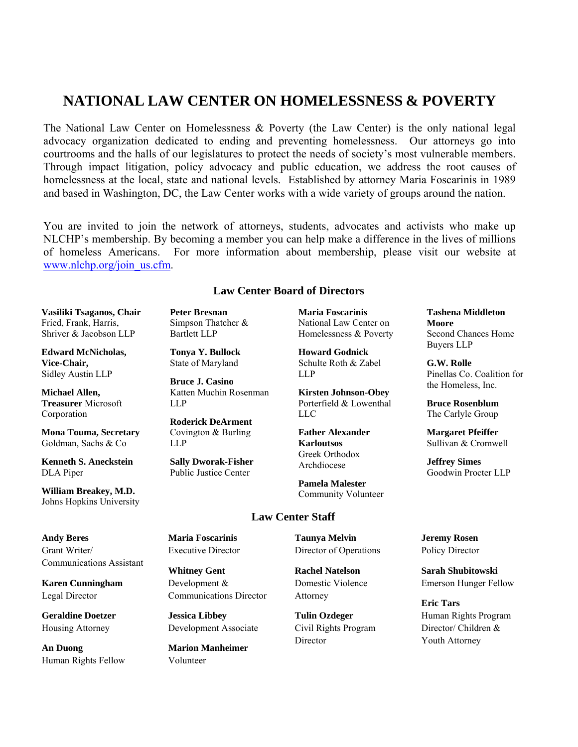# NATIONAL LAW CENTER ON HOMELESSNESS & POVERTY

The National Law Center on Homelessness & Poverty (the Law Center) is the only national legal advocacy organization dedicated to ending and preventing homelessness. Our attorneys go into courtrooms and the halls of our legislatures to protect the needs of society's most vulnerable members. Through impact litigation, policy advocacy and public education, we address the root causes of homelessness at the local, state and national levels. Established by attorney Maria Foscarinis in 1989 and based in Washington, DC, the Law Center works with a wide variety of groups around the nation.

You are invited to join the network of attorneys, students, advocates and activists who make up NLCHP's membership. By becoming a member you can help make a difference in the lives of millions of homeless Americans. For more information about membership, please visit our website at www.nlchp.org/join_us.cfm.

## Law Center Board of Directors

**Vasiliki Tsaganos, Chair**
Fried, Frank, Harris, Shriver & Jacobson LLP

**Edward McNicholas, Vice-Chair,**
Sidley Austin LLP

**Michael Allen, Treasurer** Microsoft Corporation

**Mona Touma, Secretary**
Goldman, Sachs & Co

**Kenneth S. Aneckstein**
DLA Piper

**William Breakey, M.D.**
Johns Hopkins University

**Peter Bresnan**
Simpson Thatcher & Bartlett LLP

**Tonya Y. Bullock**
State of Maryland

**Bruce J. Casino**
Katten Muchin Rosenman LLP

**Roderick DeArment**
Covington & Burling LLP

**Sally Dworak-Fisher**
Public Justice Center

**Maria Foscarinis**
National Law Center on Homelessness & Poverty

**Howard Godnick**
Schulte Roth & Zabel LLP

**Kirsten Johnson-Obey**
Porterfield & Lowenthal LLC

**Father Alexander Karloutsos**
Greek Orthodox Archdiocese

**Pamela Malester**
Community Volunteer

**Tashena Middleton Moore**
Second Chances Home Buyers LLP

**G.W. Rolle**
Pinellas Co. Coalition for the Homeless, Inc.

**Bruce Rosenblum**
The Carlyle Group

**Margaret Pfeiffer**
Sullivan & Cromwell

**Jeffrey Simes**
Goodwin Procter LLP

## Law Center Staff

**Andy Beres**
Grant Writer/ Communications Assistant

**Karen Cunningham**
Legal Director

**Geraldine Doetzer**
Housing Attorney

**An Duong**
Human Rights Fellow

**Maria Foscarinis**
Executive Director

**Whitney Gent**
Development & Communications Director

**Jessica Libbey**
Development Associate

**Marion Manheimer**
Volunteer

**Taunya Melvin**
Director of Operations

**Rachel Natelson**
Domestic Violence Attorney

**Tulin Ozdeger**
Civil Rights Program Director

**Jeremy Rosen**
Policy Director

**Sarah Shubitowski**
Emerson Hunger Fellow

**Eric Tars**
Human Rights Program Director/ Children & Youth Attorney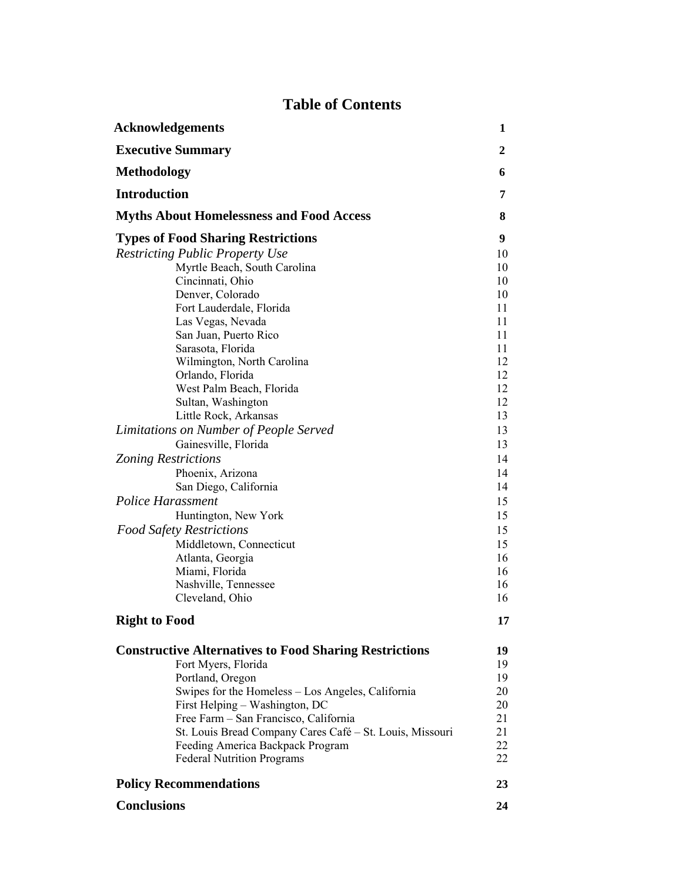# Table of Contents

| | |
|---|---|
| **Acknowledgements** | **1** |
| **Executive Summary** | **2** |
| **Methodology** | **6** |
| **Introduction** | **7** |
| **Myths About Homelessness and Food Access** | **8** |
| **Types of Food Sharing Restrictions** | **9** |
| *Restricting Public Property Use* | 10 |
| Myrtle Beach, South Carolina | 10 |
| Cincinnati, Ohio | 10 |
| Denver, Colorado | 10 |
| Fort Lauderdale, Florida | 11 |
| Las Vegas, Nevada | 11 |
| San Juan, Puerto Rico | 11 |
| Sarasota, Florida | 11 |
| Wilmington, North Carolina | 12 |
| Orlando, Florida | 12 |
| West Palm Beach, Florida | 12 |
| Sultan, Washington | 12 |
| Little Rock, Arkansas | 13 |
| *Limitations on Number of People Served* | 13 |
| Gainesville, Florida | 13 |
| *Zoning Restrictions* | 14 |
| Phoenix, Arizona | 14 |
| San Diego, California | 14 |
| *Police Harassment* | 15 |
| Huntington, New York | 15 |
| *Food Safety Restrictions* | 15 |
| Middletown, Connecticut | 15 |
| Atlanta, Georgia | 16 |
| Miami, Florida | 16 |
| Nashville, Tennessee | 16 |
| Cleveland, Ohio | 16 |
| **Right to Food** | **17** |
| **Constructive Alternatives to Food Sharing Restrictions** | **19** |
| Fort Myers, Florida | 19 |
| Portland, Oregon | 19 |
| Swipes for the Homeless – Los Angeles, California | 20 |
| First Helping – Washington, DC | 20 |
| Free Farm – San Francisco, California | 21 |
| St. Louis Bread Company Cares Café – St. Louis, Missouri | 21 |
| Feeding America Backpack Program | 22 |
| Federal Nutrition Programs | 22 |
| **Policy Recommendations** | **23** |
| **Conclusions** | **24** |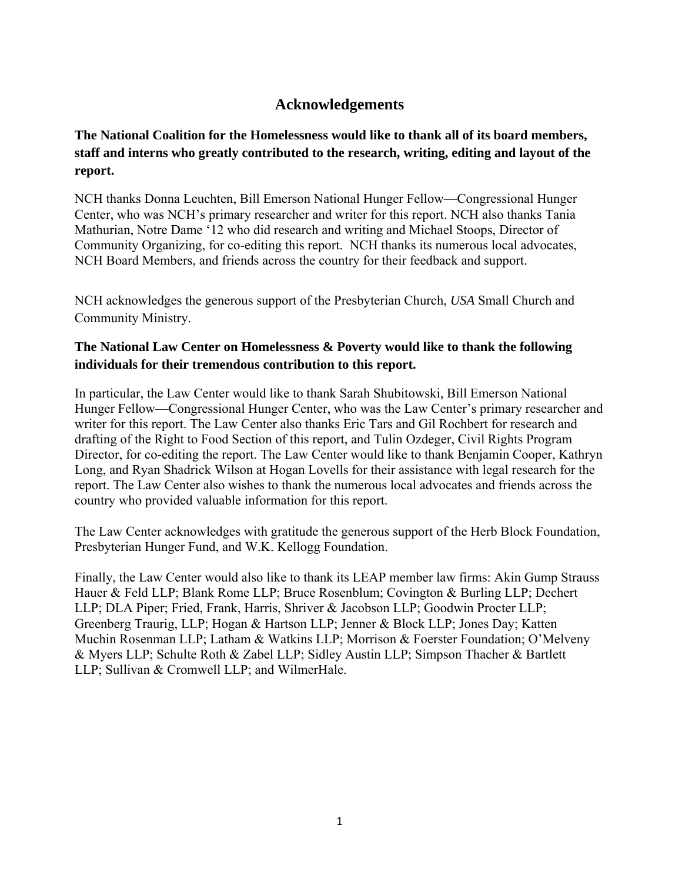## Acknowledgements

**The National Coalition for the Homelessness would like to thank all of its board members, staff and interns who greatly contributed to the research, writing, editing and layout of the report.**

NCH thanks Donna Leuchten, Bill Emerson National Hunger Fellow—Congressional Hunger Center, who was NCH's primary researcher and writer for this report. NCH also thanks Tania Mathurian, Notre Dame '12 who did research and writing and Michael Stoops, Director of Community Organizing, for co-editing this report. NCH thanks its numerous local advocates, NCH Board Members, and friends across the country for their feedback and support.

NCH acknowledges the generous support of the Presbyterian Church, *USA* Small Church and Community Ministry.

**The National Law Center on Homelessness & Poverty would like to thank the following individuals for their tremendous contribution to this report.**

In particular, the Law Center would like to thank Sarah Shubitowski, Bill Emerson National Hunger Fellow—Congressional Hunger Center, who was the Law Center's primary researcher and writer for this report. The Law Center also thanks Eric Tars and Gil Rochbert for research and drafting of the Right to Food Section of this report, and Tulin Ozdeger, Civil Rights Program Director, for co-editing the report. The Law Center would like to thank Benjamin Cooper, Kathryn Long, and Ryan Shadrick Wilson at Hogan Lovells for their assistance with legal research for the report. The Law Center also wishes to thank the numerous local advocates and friends across the country who provided valuable information for this report.

The Law Center acknowledges with gratitude the generous support of the Herb Block Foundation, Presbyterian Hunger Fund, and W.K. Kellogg Foundation.

Finally, the Law Center would also like to thank its LEAP member law firms: Akin Gump Strauss Hauer & Feld LLP; Blank Rome LLP; Bruce Rosenblum; Covington & Burling LLP; Dechert LLP; DLA Piper; Fried, Frank, Harris, Shriver & Jacobson LLP; Goodwin Procter LLP; Greenberg Traurig, LLP; Hogan & Hartson LLP; Jenner & Block LLP; Jones Day; Katten Muchin Rosenman LLP; Latham & Watkins LLP; Morrison & Foerster Foundation; O'Melveny & Myers LLP; Schulte Roth & Zabel LLP; Sidley Austin LLP; Simpson Thacher & Bartlett LLP; Sullivan & Cromwell LLP; and WilmerHale.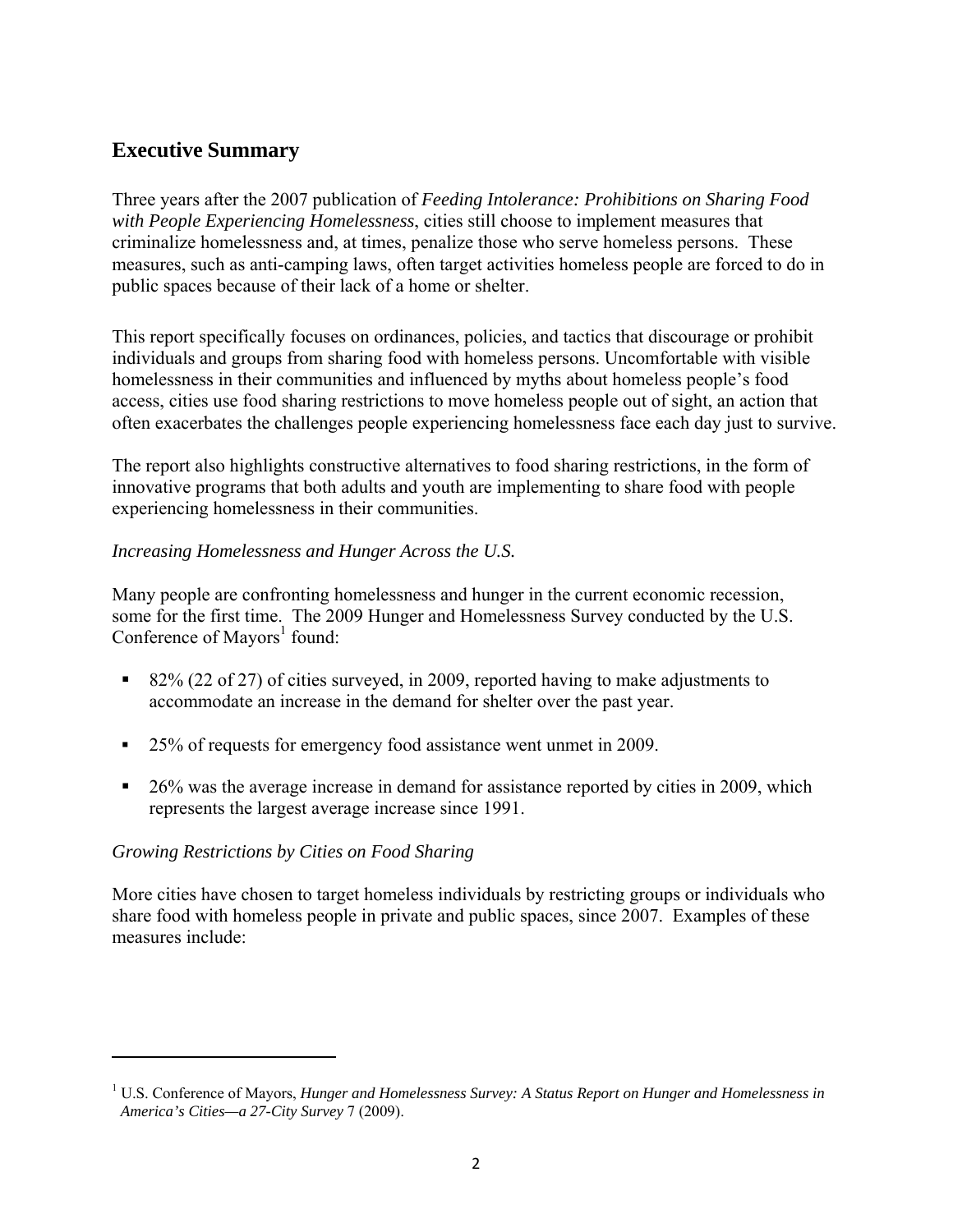## Executive Summary

Three years after the 2007 publication of *Feeding Intolerance: Prohibitions on Sharing Food with People Experiencing Homelessness*, cities still choose to implement measures that criminalize homelessness and, at times, penalize those who serve homeless persons. These measures, such as anti-camping laws, often target activities homeless people are forced to do in public spaces because of their lack of a home or shelter.

This report specifically focuses on ordinances, policies, and tactics that discourage or prohibit individuals and groups from sharing food with homeless persons. Uncomfortable with visible homelessness in their communities and influenced by myths about homeless people's food access, cities use food sharing restrictions to move homeless people out of sight, an action that often exacerbates the challenges people experiencing homelessness face each day just to survive.

The report also highlights constructive alternatives to food sharing restrictions, in the form of innovative programs that both adults and youth are implementing to share food with people experiencing homelessness in their communities.

*Increasing Homelessness and Hunger Across the U.S.*

Many people are confronting homelessness and hunger in the current economic recession, some for the first time. The 2009 Hunger and Homelessness Survey conducted by the U.S. Conference of Mayors[1] found:

- 82% (22 of 27) of cities surveyed, in 2009, reported having to make adjustments to accommodate an increase in the demand for shelter over the past year.
- 25% of requests for emergency food assistance went unmet in 2009.
- 26% was the average increase in demand for assistance reported by cities in 2009, which represents the largest average increase since 1991.

*Growing Restrictions by Cities on Food Sharing*

More cities have chosen to target homeless individuals by restricting groups or individuals who share food with homeless people in private and public spaces, since 2007. Examples of these measures include:

---

[1] U.S. Conference of Mayors, *Hunger and Homelessness Survey: A Status Report on Hunger and Homelessness in America's Cities—a 27-City Survey* 7 (2009).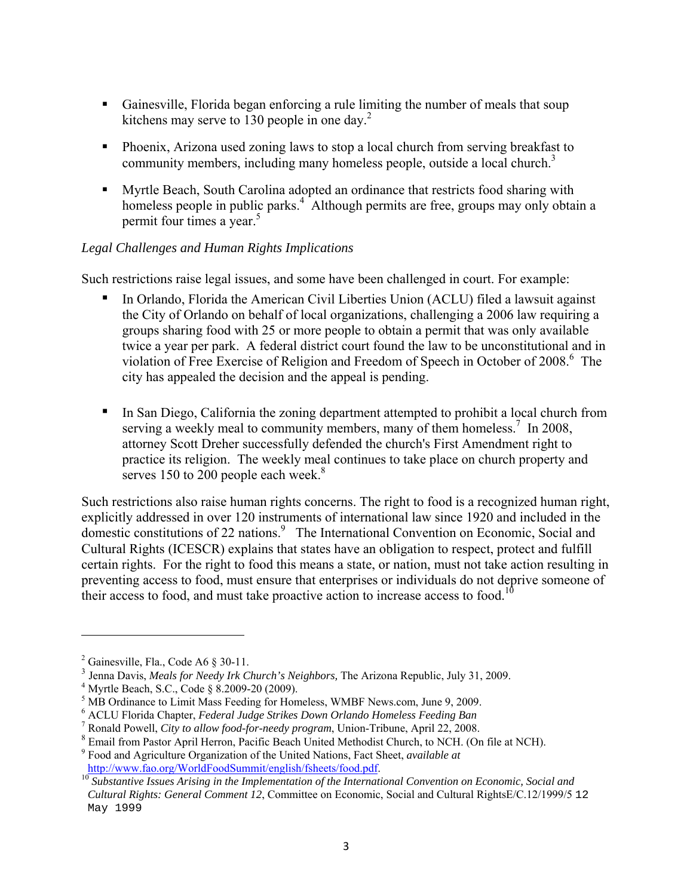- Gainesville, Florida began enforcing a rule limiting the number of meals that soup kitchens may serve to 130 people in one day.[2]

- Phoenix, Arizona used zoning laws to stop a local church from serving breakfast to community members, including many homeless people, outside a local church.[3]

- Myrtle Beach, South Carolina adopted an ordinance that restricts food sharing with homeless people in public parks.[4] Although permits are free, groups may only obtain a permit four times a year.[5]

*Legal Challenges and Human Rights Implications*

Such restrictions raise legal issues, and some have been challenged in court. For example:

- In Orlando, Florida the American Civil Liberties Union (ACLU) filed a lawsuit against the City of Orlando on behalf of local organizations, challenging a 2006 law requiring a groups sharing food with 25 or more people to obtain a permit that was only available twice a year per park. A federal district court found the law to be unconstitutional and in violation of Free Exercise of Religion and Freedom of Speech in October of 2008.[6] The city has appealed the decision and the appeal is pending.

- In San Diego, California the zoning department attempted to prohibit a local church from serving a weekly meal to community members, many of them homeless.[7] In 2008, attorney Scott Dreher successfully defended the church's First Amendment right to practice its religion. The weekly meal continues to take place on church property and serves 150 to 200 people each week.[8]

Such restrictions also raise human rights concerns. The right to food is a recognized human right, explicitly addressed in over 120 instruments of international law since 1920 and included in the domestic constitutions of 22 nations.[9] The International Convention on Economic, Social and Cultural Rights (ICESCR) explains that states have an obligation to respect, protect and fulfill certain rights. For the right to food this means a state, or nation, must not take action resulting in preventing access to food, must ensure that enterprises or individuals do not deprive someone of their access to food, and must take proactive action to increase access to food.[10]

---

[2] Gainesville, Fla., Code A6 § 30-11.

[3] Jenna Davis, *Meals for Needy Irk Church's Neighbors,* The Arizona Republic, July 31, 2009.

[4] Myrtle Beach, S.C., Code § 8.2009-20 (2009).

[5] MB Ordinance to Limit Mass Feeding for Homeless, WMBF News.com, June 9, 2009.

[6] ACLU Florida Chapter, *Federal Judge Strikes Down Orlando Homeless Feeding Ban*

[7] Ronald Powell, *City to allow food-for-needy program*, Union-Tribune, April 22, 2008.

[8] Email from Pastor April Herron, Pacific Beach United Methodist Church, to NCH. (On file at NCH).

[9] Food and Agriculture Organization of the United Nations, Fact Sheet, *available at* http://www.fao.org/WorldFoodSummit/english/fsheets/food.pdf.

[10] *Substantive Issues Arising in the Implementation of the International Convention on Economic, Social and Cultural Rights: General Comment 12*, Committee on Economic, Social and Cultural RightsE/C.12/1999/5 12 May 1999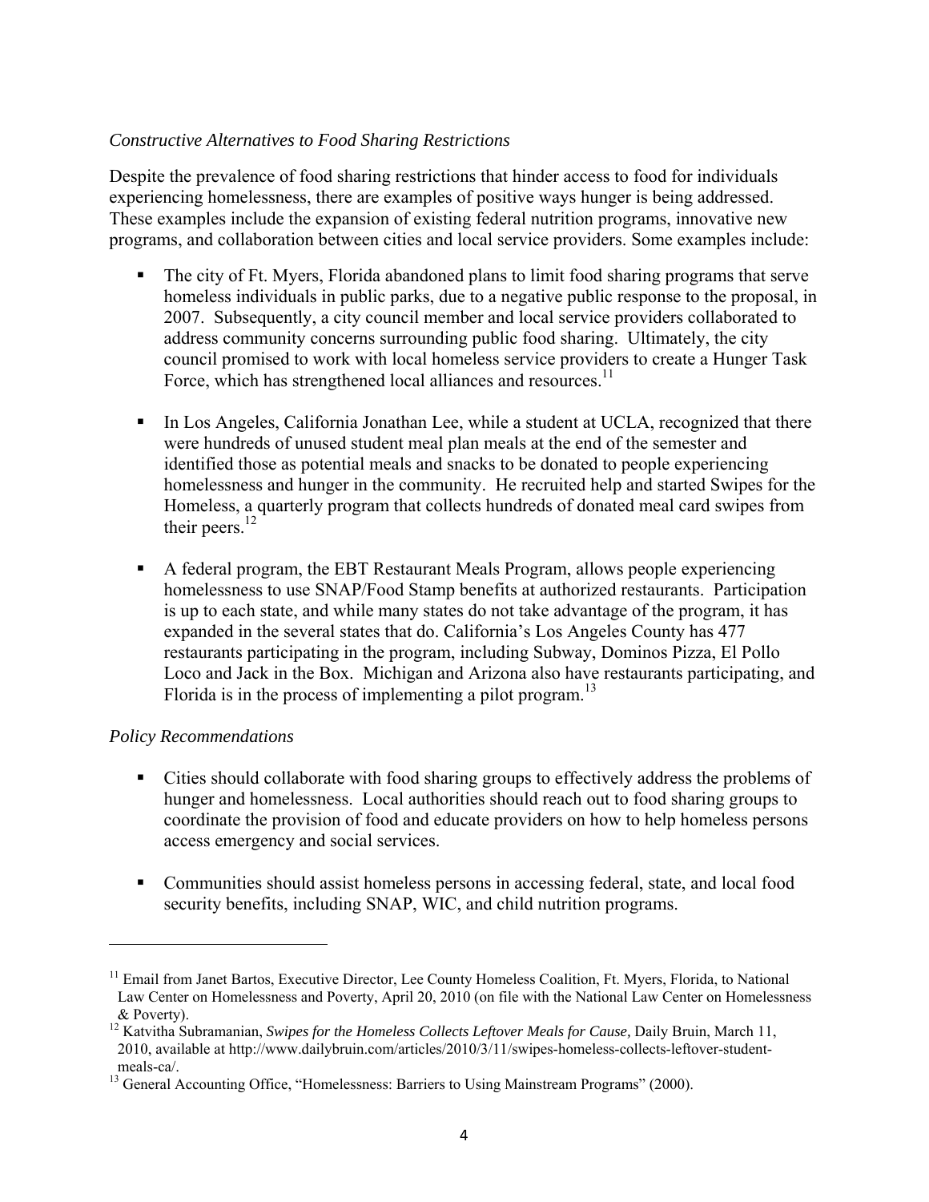*Constructive Alternatives to Food Sharing Restrictions*

Despite the prevalence of food sharing restrictions that hinder access to food for individuals experiencing homelessness, there are examples of positive ways hunger is being addressed. These examples include the expansion of existing federal nutrition programs, innovative new programs, and collaboration between cities and local service providers. Some examples include:

- The city of Ft. Myers, Florida abandoned plans to limit food sharing programs that serve homeless individuals in public parks, due to a negative public response to the proposal, in 2007. Subsequently, a city council member and local service providers collaborated to address community concerns surrounding public food sharing. Ultimately, the city council promised to work with local homeless service providers to create a Hunger Task Force, which has strengthened local alliances and resources.[11]

- In Los Angeles, California Jonathan Lee, while a student at UCLA, recognized that there were hundreds of unused student meal plan meals at the end of the semester and identified those as potential meals and snacks to be donated to people experiencing homelessness and hunger in the community. He recruited help and started Swipes for the Homeless, a quarterly program that collects hundreds of donated meal card swipes from their peers.[12]

- A federal program, the EBT Restaurant Meals Program, allows people experiencing homelessness to use SNAP/Food Stamp benefits at authorized restaurants. Participation is up to each state, and while many states do not take advantage of the program, it has expanded in the several states that do. California's Los Angeles County has 477 restaurants participating in the program, including Subway, Dominos Pizza, El Pollo Loco and Jack in the Box. Michigan and Arizona also have restaurants participating, and Florida is in the process of implementing a pilot program.[13]

*Policy Recommendations*

- Cities should collaborate with food sharing groups to effectively address the problems of hunger and homelessness. Local authorities should reach out to food sharing groups to coordinate the provision of food and educate providers on how to help homeless persons access emergency and social services.

- Communities should assist homeless persons in accessing federal, state, and local food security benefits, including SNAP, WIC, and child nutrition programs.

---

[11] Email from Janet Bartos, Executive Director, Lee County Homeless Coalition, Ft. Myers, Florida, to National Law Center on Homelessness and Poverty, April 20, 2010 (on file with the National Law Center on Homelessness & Poverty).

[12] Katvitha Subramanian, *Swipes for the Homeless Collects Leftover Meals for Cause,* Daily Bruin, March 11, 2010, available at http://www.dailybruin.com/articles/2010/3/11/swipes-homeless-collects-leftover-student-meals-ca/.

[13] General Accounting Office, "Homelessness: Barriers to Using Mainstream Programs" (2000).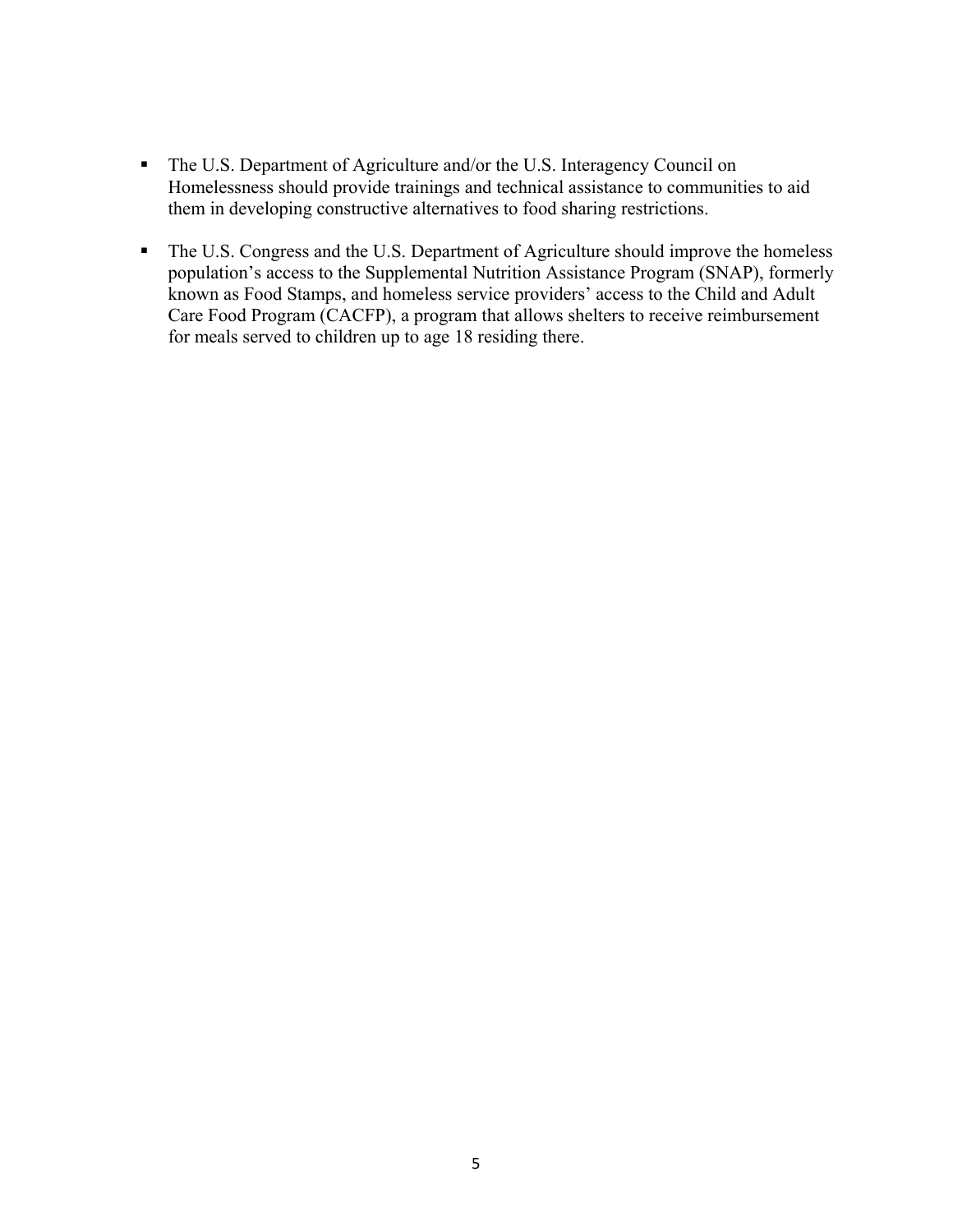- The U.S. Department of Agriculture and/or the U.S. Interagency Council on Homelessness should provide trainings and technical assistance to communities to aid them in developing constructive alternatives to food sharing restrictions.

- The U.S. Congress and the U.S. Department of Agriculture should improve the homeless population's access to the Supplemental Nutrition Assistance Program (SNAP), formerly known as Food Stamps, and homeless service providers' access to the Child and Adult Care Food Program (CACFP), a program that allows shelters to receive reimbursement for meals served to children up to age 18 residing there.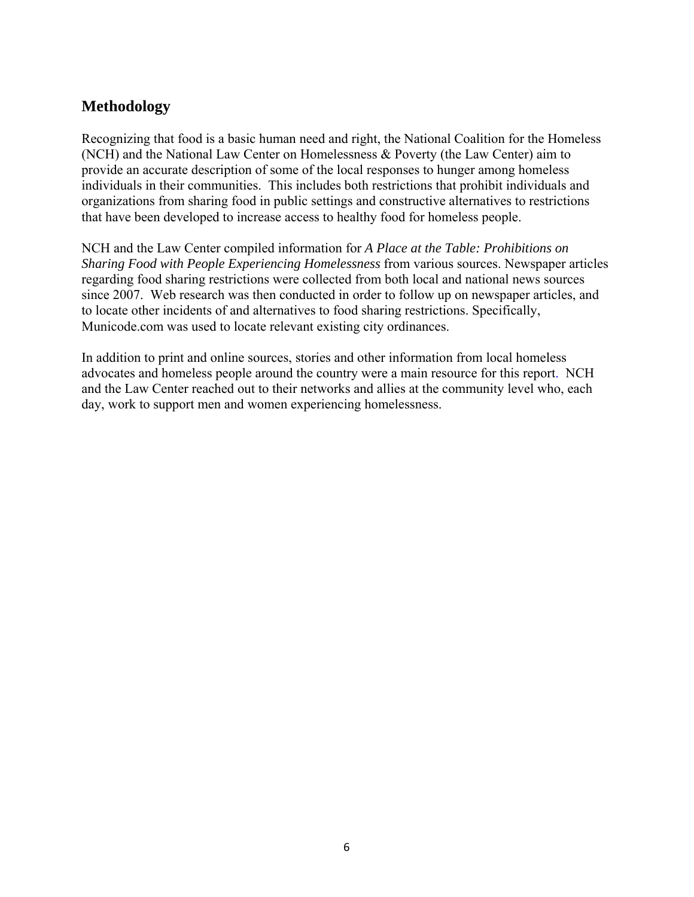## Methodology

Recognizing that food is a basic human need and right, the National Coalition for the Homeless (NCH) and the National Law Center on Homelessness & Poverty (the Law Center) aim to provide an accurate description of some of the local responses to hunger among homeless individuals in their communities. This includes both restrictions that prohibit individuals and organizations from sharing food in public settings and constructive alternatives to restrictions that have been developed to increase access to healthy food for homeless people.

NCH and the Law Center compiled information for *A Place at the Table: Prohibitions on Sharing Food with People Experiencing Homelessness* from various sources. Newspaper articles regarding food sharing restrictions were collected from both local and national news sources since 2007. Web research was then conducted in order to follow up on newspaper articles, and to locate other incidents of and alternatives to food sharing restrictions. Specifically, Municode.com was used to locate relevant existing city ordinances.

In addition to print and online sources, stories and other information from local homeless advocates and homeless people around the country were a main resource for this report. NCH and the Law Center reached out to their networks and allies at the community level who, each day, work to support men and women experiencing homelessness.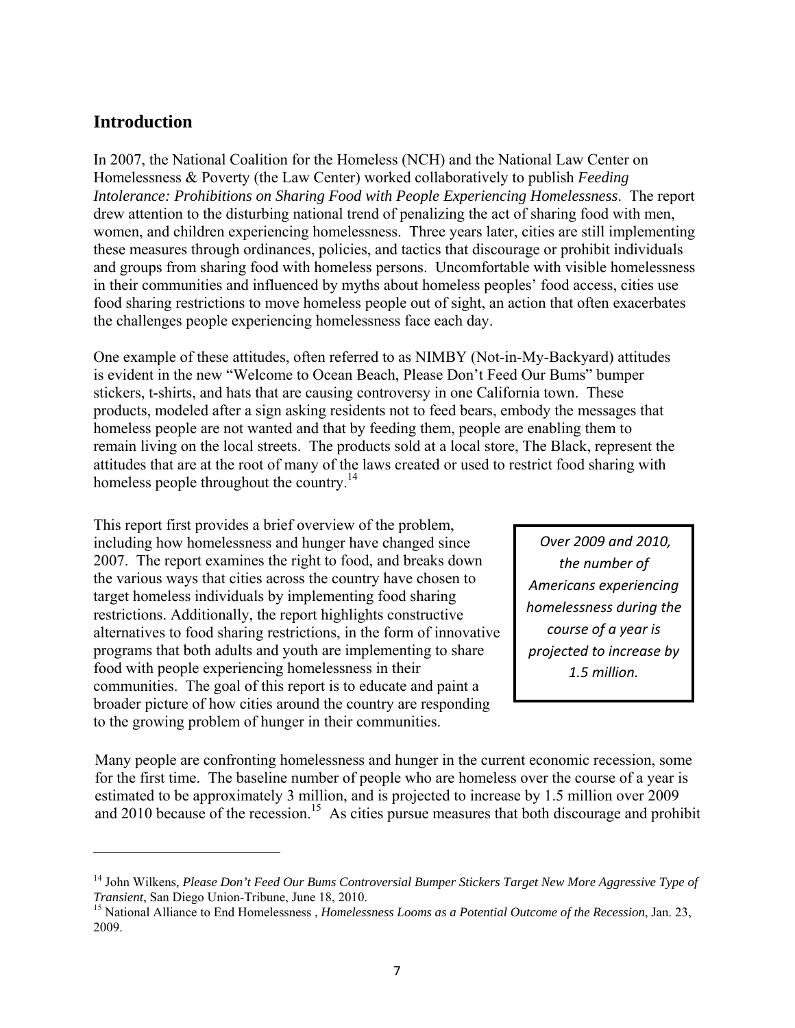## Introduction

In 2007, the National Coalition for the Homeless (NCH) and the National Law Center on Homelessness & Poverty (the Law Center) worked collaboratively to publish *Feeding Intolerance: Prohibitions on Sharing Food with People Experiencing Homelessness*. The report drew attention to the disturbing national trend of penalizing the act of sharing food with men, women, and children experiencing homelessness. Three years later, cities are still implementing these measures through ordinances, policies, and tactics that discourage or prohibit individuals and groups from sharing food with homeless persons. Uncomfortable with visible homelessness in their communities and influenced by myths about homeless peoples' food access, cities use food sharing restrictions to move homeless people out of sight, an action that often exacerbates the challenges people experiencing homelessness face each day.

One example of these attitudes, often referred to as NIMBY (Not-in-My-Backyard) attitudes is evident in the new "Welcome to Ocean Beach, Please Don't Feed Our Bums" bumper stickers, t-shirts, and hats that are causing controversy in one California town. These products, modeled after a sign asking residents not to feed bears, embody the messages that homeless people are not wanted and that by feeding them, people are enabling them to remain living on the local streets. The products sold at a local store, The Black, represent the attitudes that are at the root of many of the laws created or used to restrict food sharing with homeless people throughout the country.[14]

This report first provides a brief overview of the problem, including how homelessness and hunger have changed since 2007. The report examines the right to food, and breaks down the various ways that cities across the country have chosen to target homeless individuals by implementing food sharing restrictions. Additionally, the report highlights constructive alternatives to food sharing restrictions, in the form of innovative programs that both adults and youth are implementing to share food with people experiencing homelessness in their communities. The goal of this report is to educate and paint a broader picture of how cities around the country are responding to the growing problem of hunger in their communities.

> *Over 2009 and 2010, the number of Americans experiencing homelessness during the course of a year is projected to increase by 1.5 million.*

Many people are confronting homelessness and hunger in the current economic recession, some for the first time. The baseline number of people who are homeless over the course of a year is estimated to be approximately 3 million, and is projected to increase by 1.5 million over 2009 and 2010 because of the recession.[15] As cities pursue measures that both discourage and prohibit

---

[14] John Wilkens, *Please Don't Feed Our Bums Controversial Bumper Stickers Target New More Aggressive Type of Transient*, San Diego Union-Tribune, June 18, 2010.

[15] National Alliance to End Homelessness , *Homelessness Looms as a Potential Outcome of the Recession*, Jan. 23, 2009.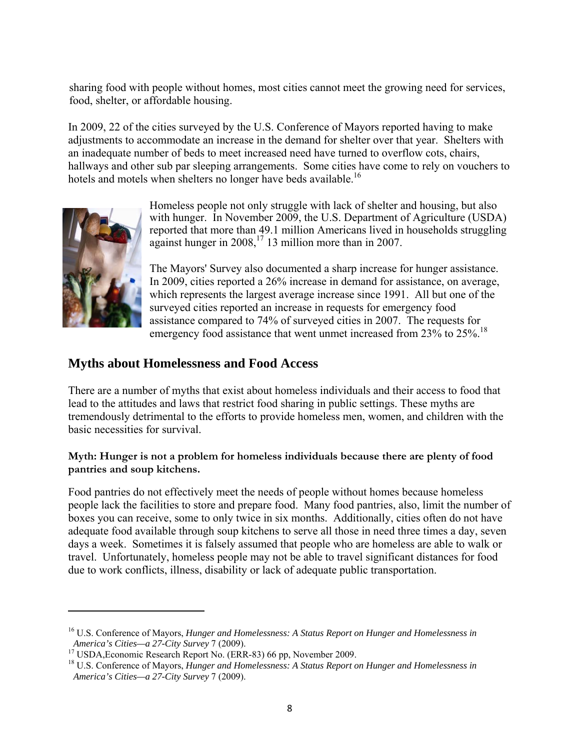sharing food with people without homes, most cities cannot meet the growing need for services, food, shelter, or affordable housing.

In 2009, 22 of the cities surveyed by the U.S. Conference of Mayors reported having to make adjustments to accommodate an increase in the demand for shelter over that year. Shelters with an inadequate number of beds to meet increased need have turned to overflow cots, chairs, hallways and other sub par sleeping arrangements. Some cities have come to rely on vouchers to hotels and motels when shelters no longer have beds available.[16]

Homeless people not only struggle with lack of shelter and housing, but also with hunger. In November 2009, the U.S. Department of Agriculture (USDA) reported that more than 49.1 million Americans lived in households struggling against hunger in 2008,[17] 13 million more than in 2007.

The Mayors' Survey also documented a sharp increase for hunger assistance. In 2009, cities reported a 26% increase in demand for assistance, on average, which represents the largest average increase since 1991. All but one of the surveyed cities reported an increase in requests for emergency food assistance compared to 74% of surveyed cities in 2007. The requests for emergency food assistance that went unmet increased from 23% to 25%.[18]

## Myths about Homelessness and Food Access

There are a number of myths that exist about homeless individuals and their access to food that lead to the attitudes and laws that restrict food sharing in public settings. These myths are tremendously detrimental to the efforts to provide homeless men, women, and children with the basic necessities for survival.

**Myth: Hunger is not a problem for homeless individuals because there are plenty of food pantries and soup kitchens.**

Food pantries do not effectively meet the needs of people without homes because homeless people lack the facilities to store and prepare food. Many food pantries, also, limit the number of boxes you can receive, some to only twice in six months. Additionally, cities often do not have adequate food available through soup kitchens to serve all those in need three times a day, seven days a week. Sometimes it is falsely assumed that people who are homeless are able to walk or travel. Unfortunately, homeless people may not be able to travel significant distances for food due to work conflicts, illness, disability or lack of adequate public transportation.

---

[16] U.S. Conference of Mayors, *Hunger and Homelessness: A Status Report on Hunger and Homelessness in America's Cities—a 27-City Survey* 7 (2009).

[17] USDA,Economic Research Report No. (ERR-83) 66 pp, November 2009.

[18] U.S. Conference of Mayors, *Hunger and Homelessness: A Status Report on Hunger and Homelessness in America's Cities—a 27-City Survey* 7 (2009).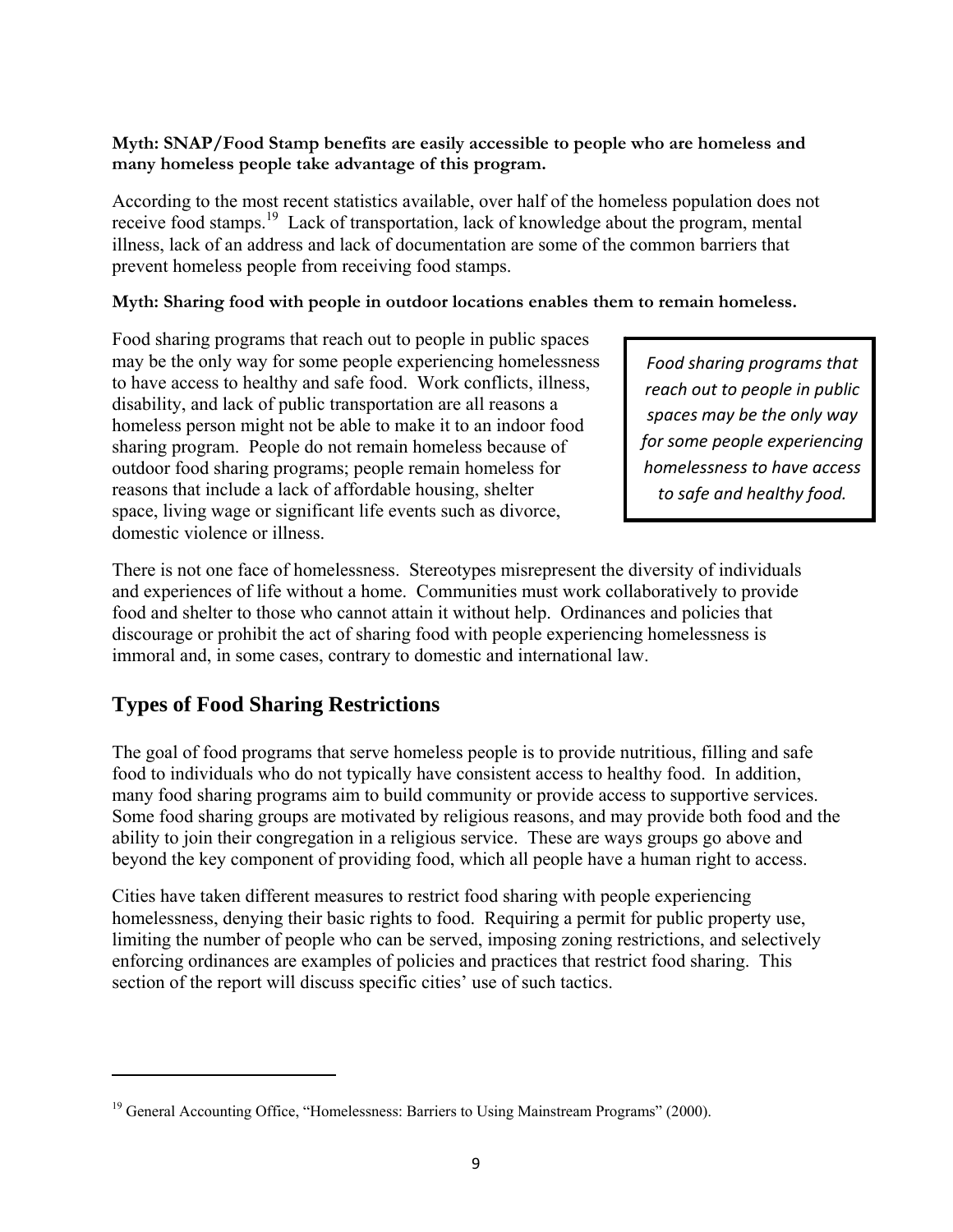**Myth: SNAP/Food Stamp benefits are easily accessible to people who are homeless and many homeless people take advantage of this program.**

According to the most recent statistics available, over half of the homeless population does not receive food stamps.[19] Lack of transportation, lack of knowledge about the program, mental illness, lack of an address and lack of documentation are some of the common barriers that prevent homeless people from receiving food stamps.

**Myth: Sharing food with people in outdoor locations enables them to remain homeless.**

Food sharing programs that reach out to people in public spaces may be the only way for some people experiencing homelessness to have access to healthy and safe food. Work conflicts, illness, disability, and lack of public transportation are all reasons a homeless person might not be able to make it to an indoor food sharing program. People do not remain homeless because of outdoor food sharing programs; people remain homeless for reasons that include a lack of affordable housing, shelter space, living wage or significant life events such as divorce, domestic violence or illness.

> *Food sharing programs that reach out to people in public spaces may be the only way for some people experiencing homelessness to have access to safe and healthy food.*

There is not one face of homelessness. Stereotypes misrepresent the diversity of individuals and experiences of life without a home. Communities must work collaboratively to provide food and shelter to those who cannot attain it without help. Ordinances and policies that discourage or prohibit the act of sharing food with people experiencing homelessness is immoral and, in some cases, contrary to domestic and international law.

## Types of Food Sharing Restrictions

The goal of food programs that serve homeless people is to provide nutritious, filling and safe food to individuals who do not typically have consistent access to healthy food. In addition, many food sharing programs aim to build community or provide access to supportive services. Some food sharing groups are motivated by religious reasons, and may provide both food and the ability to join their congregation in a religious service. These are ways groups go above and beyond the key component of providing food, which all people have a human right to access.

Cities have taken different measures to restrict food sharing with people experiencing homelessness, denying their basic rights to food. Requiring a permit for public property use, limiting the number of people who can be served, imposing zoning restrictions, and selectively enforcing ordinances are examples of policies and practices that restrict food sharing. This section of the report will discuss specific cities' use of such tactics.

[19] General Accounting Office, "Homelessness: Barriers to Using Mainstream Programs" (2000).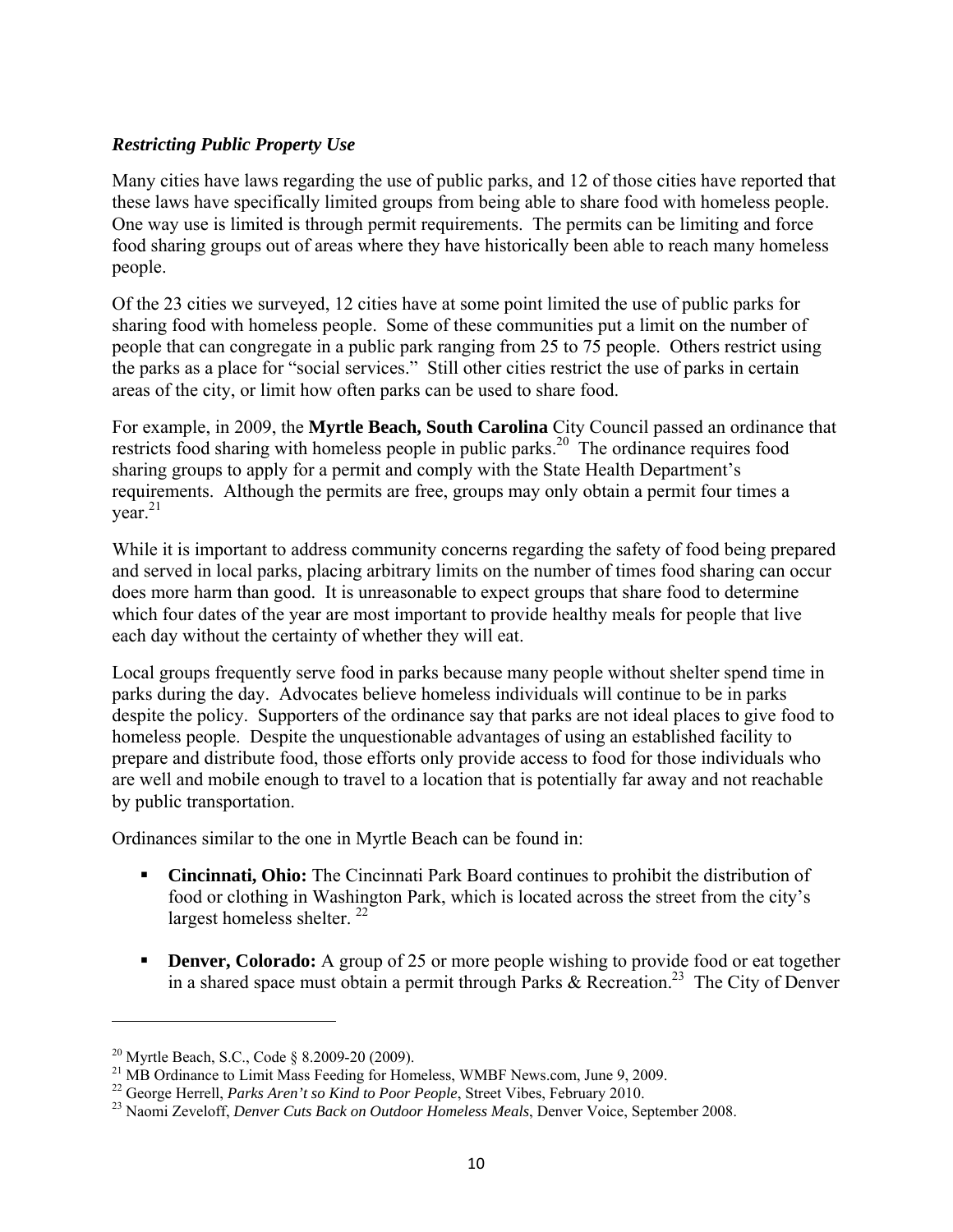### *Restricting Public Property Use*

Many cities have laws regarding the use of public parks, and 12 of those cities have reported that these laws have specifically limited groups from being able to share food with homeless people. One way use is limited is through permit requirements. The permits can be limiting and force food sharing groups out of areas where they have historically been able to reach many homeless people.

Of the 23 cities we surveyed, 12 cities have at some point limited the use of public parks for sharing food with homeless people. Some of these communities put a limit on the number of people that can congregate in a public park ranging from 25 to 75 people. Others restrict using the parks as a place for "social services." Still other cities restrict the use of parks in certain areas of the city, or limit how often parks can be used to share food.

For example, in 2009, the **Myrtle Beach, South Carolina** City Council passed an ordinance that restricts food sharing with homeless people in public parks.[20] The ordinance requires food sharing groups to apply for a permit and comply with the State Health Department's requirements. Although the permits are free, groups may only obtain a permit four times a year.[21]

While it is important to address community concerns regarding the safety of food being prepared and served in local parks, placing arbitrary limits on the number of times food sharing can occur does more harm than good. It is unreasonable to expect groups that share food to determine which four dates of the year are most important to provide healthy meals for people that live each day without the certainty of whether they will eat.

Local groups frequently serve food in parks because many people without shelter spend time in parks during the day. Advocates believe homeless individuals will continue to be in parks despite the policy. Supporters of the ordinance say that parks are not ideal places to give food to homeless people. Despite the unquestionable advantages of using an established facility to prepare and distribute food, those efforts only provide access to food for those individuals who are well and mobile enough to travel to a location that is potentially far away and not reachable by public transportation.

Ordinances similar to the one in Myrtle Beach can be found in:

- **Cincinnati, Ohio:** The Cincinnati Park Board continues to prohibit the distribution of food or clothing in Washington Park, which is located across the street from the city's largest homeless shelter. [22]

- **Denver, Colorado:** A group of 25 or more people wishing to provide food or eat together in a shared space must obtain a permit through Parks & Recreation.[23] The City of Denver

---

[20] Myrtle Beach, S.C., Code § 8.2009-20 (2009).

[21] MB Ordinance to Limit Mass Feeding for Homeless, WMBF News.com, June 9, 2009.

[22] George Herrell, *Parks Aren't so Kind to Poor People*, Street Vibes, February 2010.

[23] Naomi Zeveloff, *Denver Cuts Back on Outdoor Homeless Meals*, Denver Voice, September 2008.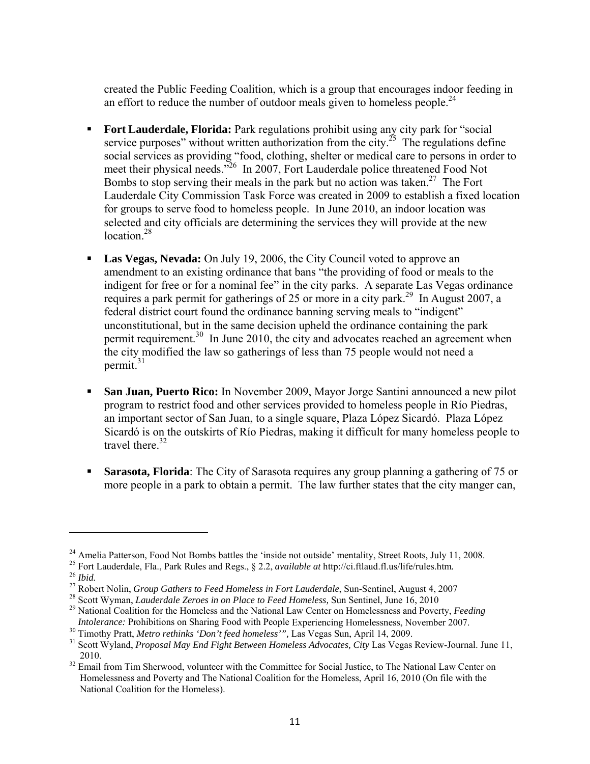created the Public Feeding Coalition, which is a group that encourages indoor feeding in an effort to reduce the number of outdoor meals given to homeless people.[24]

- **Fort Lauderdale, Florida:** Park regulations prohibit using any city park for "social service purposes" without written authorization from the city.[25] The regulations define social services as providing "food, clothing, shelter or medical care to persons in order to meet their physical needs."[26] In 2007, Fort Lauderdale police threatened Food Not Bombs to stop serving their meals in the park but no action was taken.[27] The Fort Lauderdale City Commission Task Force was created in 2009 to establish a fixed location for groups to serve food to homeless people. In June 2010, an indoor location was selected and city officials are determining the services they will provide at the new location.[28]

- **Las Vegas, Nevada:** On July 19, 2006, the City Council voted to approve an amendment to an existing ordinance that bans "the providing of food or meals to the indigent for free or for a nominal fee" in the city parks. A separate Las Vegas ordinance requires a park permit for gatherings of 25 or more in a city park.[29] In August 2007, a federal district court found the ordinance banning serving meals to "indigent" unconstitutional, but in the same decision upheld the ordinance containing the park permit requirement.[30] In June 2010, the city and advocates reached an agreement when the city modified the law so gatherings of less than 75 people would not need a permit.[31]

- **San Juan, Puerto Rico:** In November 2009, Mayor Jorge Santini announced a new pilot program to restrict food and other services provided to homeless people in Río Piedras, an important sector of San Juan, to a single square, Plaza López Sicardó. Plaza López Sicardó is on the outskirts of Río Piedras, making it difficult for many homeless people to travel there.[32]

- **Sarasota, Florida**: The City of Sarasota requires any group planning a gathering of 75 or more people in a park to obtain a permit. The law further states that the city manger can,

---

[24] Amelia Patterson, Food Not Bombs battles the 'inside not outside' mentality, Street Roots, July 11, 2008.

[25] Fort Lauderdale, Fla., Park Rules and Regs., § 2.2, *available at* http://ci.ftlaud.fl.us/life/rules.htm.

[26] *Ibid.*

[27] Robert Nolin, *Group Gathers to Feed Homeless in Fort Lauderdale*, Sun-Sentinel, August 4, 2007

[28] Scott Wyman, *Lauderdale Zeroes in on Place to Feed Homeless,* Sun Sentinel, June 16, 2010

[29] National Coalition for the Homeless and the National Law Center on Homelessness and Poverty, *Feeding Intolerance:* Prohibitions on Sharing Food with People Experiencing Homelessness, November 2007.

[30] Timothy Pratt, *Metro rethinks 'Don't feed homeless'",* Las Vegas Sun, April 14, 2009.

[31] Scott Wyland, *Proposal May End Fight Between Homeless Advocates, City* Las Vegas Review-Journal. June 11, 2010.

[32] Email from Tim Sherwood, volunteer with the Committee for Social Justice, to The National Law Center on Homelessness and Poverty and The National Coalition for the Homeless, April 16, 2010 (On file with the National Coalition for the Homeless).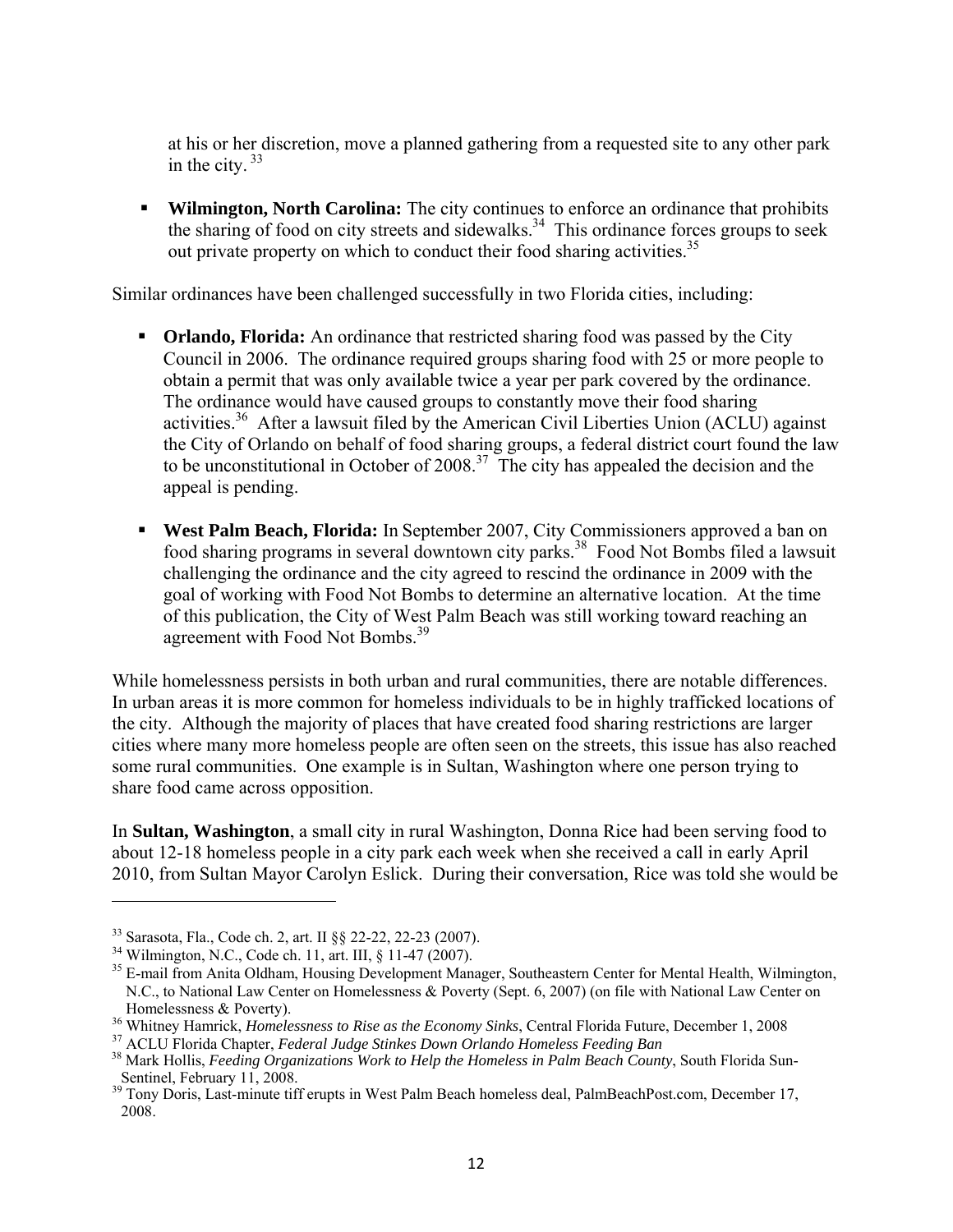at his or her discretion, move a planned gathering from a requested site to any other park in the city. [33]

- **Wilmington, North Carolina:** The city continues to enforce an ordinance that prohibits the sharing of food on city streets and sidewalks.[34] This ordinance forces groups to seek out private property on which to conduct their food sharing activities.[35]

Similar ordinances have been challenged successfully in two Florida cities, including:

- **Orlando, Florida:** An ordinance that restricted sharing food was passed by the City Council in 2006. The ordinance required groups sharing food with 25 or more people to obtain a permit that was only available twice a year per park covered by the ordinance. The ordinance would have caused groups to constantly move their food sharing activities.[36] After a lawsuit filed by the American Civil Liberties Union (ACLU) against the City of Orlando on behalf of food sharing groups, a federal district court found the law to be unconstitutional in October of 2008.[37] The city has appealed the decision and the appeal is pending.

- **West Palm Beach, Florida:** In September 2007, City Commissioners approved a ban on food sharing programs in several downtown city parks.[38] Food Not Bombs filed a lawsuit challenging the ordinance and the city agreed to rescind the ordinance in 2009 with the goal of working with Food Not Bombs to determine an alternative location. At the time of this publication, the City of West Palm Beach was still working toward reaching an agreement with Food Not Bombs.[39]

While homelessness persists in both urban and rural communities, there are notable differences. In urban areas it is more common for homeless individuals to be in highly trafficked locations of the city. Although the majority of places that have created food sharing restrictions are larger cities where many more homeless people are often seen on the streets, this issue has also reached some rural communities. One example is in Sultan, Washington where one person trying to share food came across opposition.

In **Sultan, Washington**, a small city in rural Washington, Donna Rice had been serving food to about 12-18 homeless people in a city park each week when she received a call in early April 2010, from Sultan Mayor Carolyn Eslick. During their conversation, Rice was told she would be

---

[33] Sarasota, Fla., Code ch. 2, art. II §§ 22-22, 22-23 (2007).

[34] Wilmington, N.C., Code ch. 11, art. III, § 11-47 (2007).

[35] E-mail from Anita Oldham, Housing Development Manager, Southeastern Center for Mental Health, Wilmington, N.C., to National Law Center on Homelessness & Poverty (Sept. 6, 2007) (on file with National Law Center on Homelessness & Poverty).

[36] Whitney Hamrick, *Homelessness to Rise as the Economy Sinks*, Central Florida Future, December 1, 2008

[37] ACLU Florida Chapter, *Federal Judge Stinkes Down Orlando Homeless Feeding Ban*

[38] Mark Hollis, *Feeding Organizations Work to Help the Homeless in Palm Beach County*, South Florida Sun-Sentinel, February 11, 2008.

[39] Tony Doris, Last-minute tiff erupts in West Palm Beach homeless deal, PalmBeachPost.com, December 17, 2008.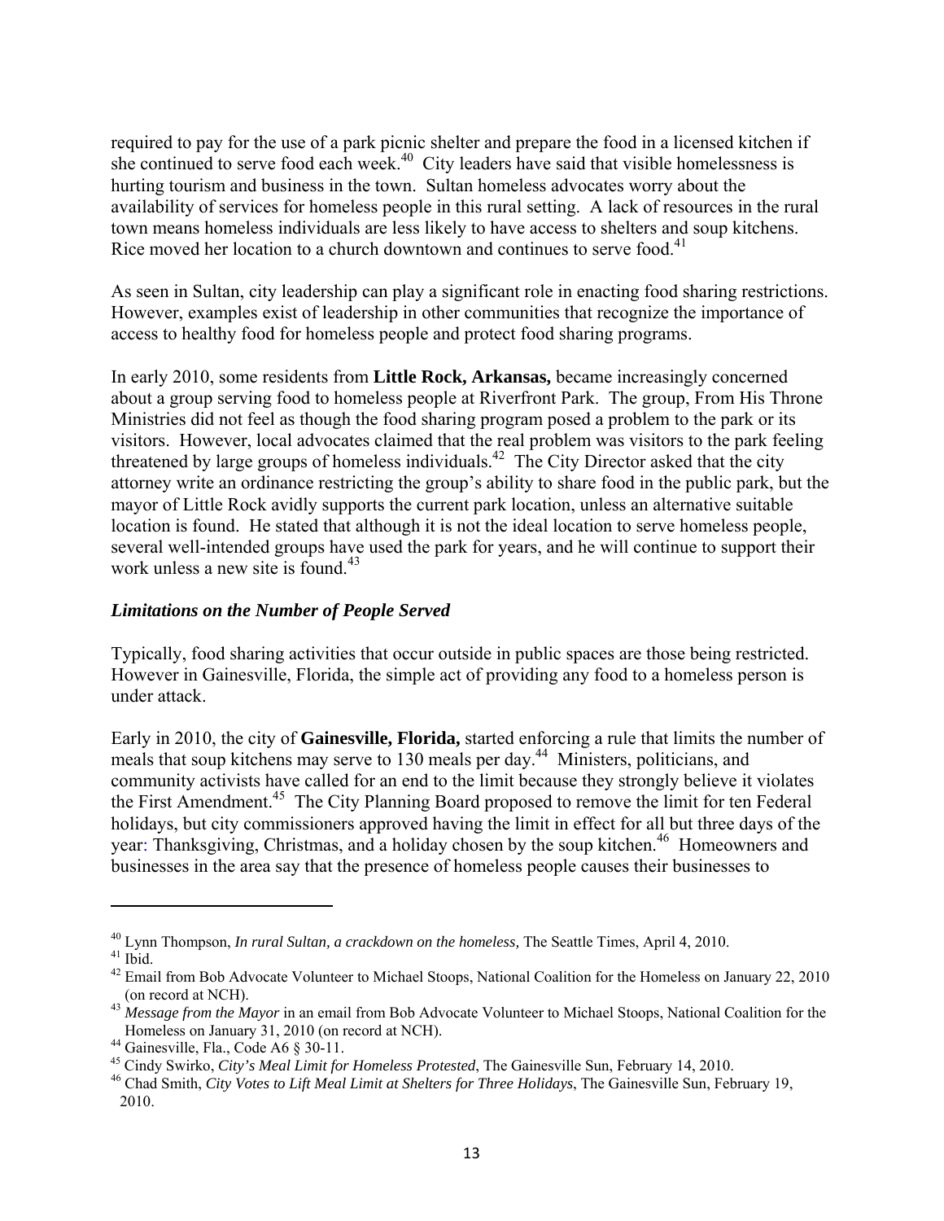required to pay for the use of a park picnic shelter and prepare the food in a licensed kitchen if she continued to serve food each week.[40] City leaders have said that visible homelessness is hurting tourism and business in the town. Sultan homeless advocates worry about the availability of services for homeless people in this rural setting. A lack of resources in the rural town means homeless individuals are less likely to have access to shelters and soup kitchens. Rice moved her location to a church downtown and continues to serve food.[41]

As seen in Sultan, city leadership can play a significant role in enacting food sharing restrictions. However, examples exist of leadership in other communities that recognize the importance of access to healthy food for homeless people and protect food sharing programs.

In early 2010, some residents from **Little Rock, Arkansas,** became increasingly concerned about a group serving food to homeless people at Riverfront Park. The group, From His Throne Ministries did not feel as though the food sharing program posed a problem to the park or its visitors. However, local advocates claimed that the real problem was visitors to the park feeling threatened by large groups of homeless individuals.[42] The City Director asked that the city attorney write an ordinance restricting the group's ability to share food in the public park, but the mayor of Little Rock avidly supports the current park location, unless an alternative suitable location is found. He stated that although it is not the ideal location to serve homeless people, several well-intended groups have used the park for years, and he will continue to support their work unless a new site is found.[43]

### *Limitations on the Number of People Served*

Typically, food sharing activities that occur outside in public spaces are those being restricted. However in Gainesville, Florida, the simple act of providing any food to a homeless person is under attack.

Early in 2010, the city of **Gainesville, Florida,** started enforcing a rule that limits the number of meals that soup kitchens may serve to 130 meals per day.[44] Ministers, politicians, and community activists have called for an end to the limit because they strongly believe it violates the First Amendment.[45] The City Planning Board proposed to remove the limit for ten Federal holidays, but city commissioners approved having the limit in effect for all but three days of the year: Thanksgiving, Christmas, and a holiday chosen by the soup kitchen.[46] Homeowners and businesses in the area say that the presence of homeless people causes their businesses to

---

[40] Lynn Thompson, *In rural Sultan, a crackdown on the homeless,* The Seattle Times, April 4, 2010.

[41] Ibid.

[42] Email from Bob Advocate Volunteer to Michael Stoops, National Coalition for the Homeless on January 22, 2010 (on record at NCH).

[43] *Message from the Mayor* in an email from Bob Advocate Volunteer to Michael Stoops, National Coalition for the Homeless on January 31, 2010 (on record at NCH).

[44] Gainesville, Fla., Code A6 § 30-11.

[45] Cindy Swirko, *City's Meal Limit for Homeless Protested*, The Gainesville Sun, February 14, 2010.

[46] Chad Smith, *City Votes to Lift Meal Limit at Shelters for Three Holidays*, The Gainesville Sun, February 19, 2010.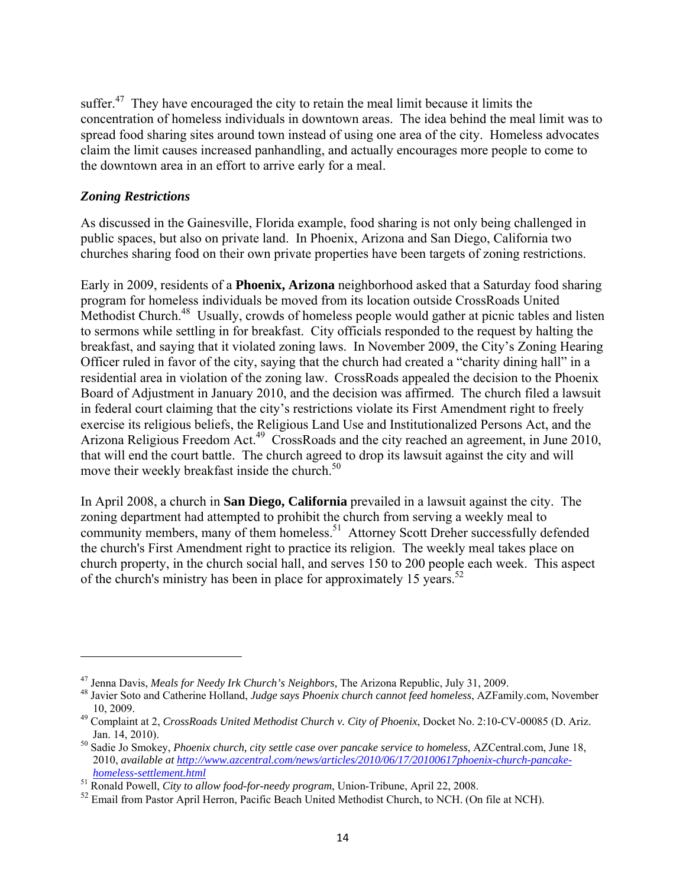suffer.[47] They have encouraged the city to retain the meal limit because it limits the concentration of homeless individuals in downtown areas. The idea behind the meal limit was to spread food sharing sites around town instead of using one area of the city. Homeless advocates claim the limit causes increased panhandling, and actually encourages more people to come to the downtown area in an effort to arrive early for a meal.

### *Zoning Restrictions*

As discussed in the Gainesville, Florida example, food sharing is not only being challenged in public spaces, but also on private land. In Phoenix, Arizona and San Diego, California two churches sharing food on their own private properties have been targets of zoning restrictions.

Early in 2009, residents of a **Phoenix, Arizona** neighborhood asked that a Saturday food sharing program for homeless individuals be moved from its location outside CrossRoads United Methodist Church.[48] Usually, crowds of homeless people would gather at picnic tables and listen to sermons while settling in for breakfast. City officials responded to the request by halting the breakfast, and saying that it violated zoning laws. In November 2009, the City's Zoning Hearing Officer ruled in favor of the city, saying that the church had created a "charity dining hall" in a residential area in violation of the zoning law. CrossRoads appealed the decision to the Phoenix Board of Adjustment in January 2010, and the decision was affirmed. The church filed a lawsuit in federal court claiming that the city's restrictions violate its First Amendment right to freely exercise its religious beliefs, the Religious Land Use and Institutionalized Persons Act, and the Arizona Religious Freedom Act.[49] CrossRoads and the city reached an agreement, in June 2010, that will end the court battle. The church agreed to drop its lawsuit against the city and will move their weekly breakfast inside the church.[50]

In April 2008, a church in **San Diego, California** prevailed in a lawsuit against the city. The zoning department had attempted to prohibit the church from serving a weekly meal to community members, many of them homeless.[51] Attorney Scott Dreher successfully defended the church's First Amendment right to practice its religion. The weekly meal takes place on church property, in the church social hall, and serves 150 to 200 people each week. This aspect of the church's ministry has been in place for approximately 15 years.[52]

---

[47] Jenna Davis, *Meals for Needy Irk Church's Neighbors,* The Arizona Republic, July 31, 2009.

[48] Javier Soto and Catherine Holland, *Judge says Phoenix church cannot feed homeless*, AZFamily.com, November 10, 2009.

[49] Complaint at 2, *CrossRoads United Methodist Church v. City of Phoenix*, Docket No. 2:10-CV-00085 (D. Ariz. Jan. 14, 2010).

[50] Sadie Jo Smokey, *Phoenix church, city settle case over pancake service to homeless*, AZCentral.com, June 18, 2010, *available at http://www.azcentral.com/news/articles/2010/06/17/20100617phoenix-church-pancake-homeless-settlement.html*

[51] Ronald Powell, *City to allow food-for-needy program*, Union-Tribune, April 22, 2008.

[52] Email from Pastor April Herron, Pacific Beach United Methodist Church, to NCH. (On file at NCH).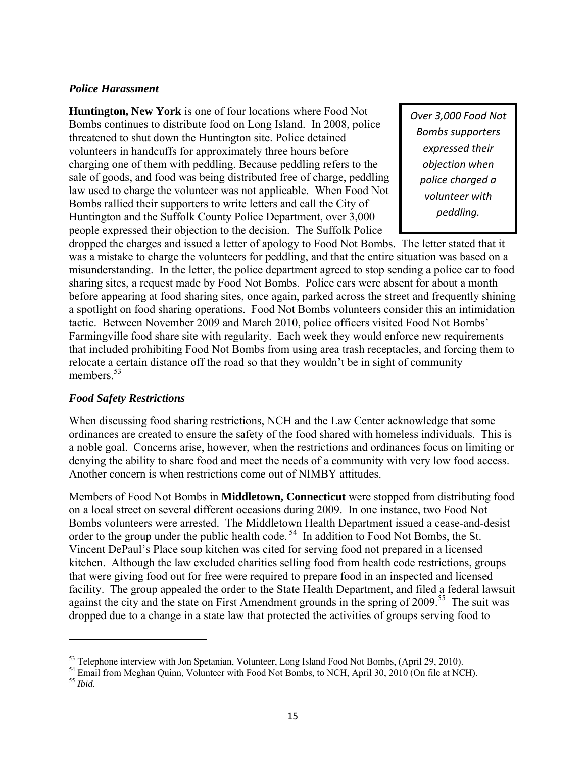### *Police Harassment*

**Huntington, New York** is one of four locations where Food Not Bombs continues to distribute food on Long Island. In 2008, police threatened to shut down the Huntington site. Police detained volunteers in handcuffs for approximately three hours before charging one of them with peddling. Because peddling refers to the sale of goods, and food was being distributed free of charge, peddling law used to charge the volunteer was not applicable. When Food Not Bombs rallied their supporters to write letters and call the City of Huntington and the Suffolk County Police Department, over 3,000 people expressed their objection to the decision. The Suffolk Police dropped the charges and issued a letter of apology to Food Not Bombs. The letter stated that it was a mistake to charge the volunteers for peddling, and that the entire situation was based on a misunderstanding. In the letter, the police department agreed to stop sending a police car to food sharing sites, a request made by Food Not Bombs. Police cars were absent for about a month before appearing at food sharing sites, once again, parked across the street and frequently shining a spotlight on food sharing operations. Food Not Bombs volunteers consider this an intimidation tactic. Between November 2009 and March 2010, police officers visited Food Not Bombs' Farmingville food share site with regularity. Each week they would enforce new requirements that included prohibiting Food Not Bombs from using area trash receptacles, and forcing them to relocate a certain distance off the road so that they wouldn't be in sight of community members.[53]

> *Over 3,000 Food Not Bombs supporters expressed their objection when police charged a volunteer with peddling.*

### *Food Safety Restrictions*

When discussing food sharing restrictions, NCH and the Law Center acknowledge that some ordinances are created to ensure the safety of the food shared with homeless individuals. This is a noble goal. Concerns arise, however, when the restrictions and ordinances focus on limiting or denying the ability to share food and meet the needs of a community with very low food access. Another concern is when restrictions come out of NIMBY attitudes.

Members of Food Not Bombs in **Middletown, Connecticut** were stopped from distributing food on a local street on several different occasions during 2009. In one instance, two Food Not Bombs volunteers were arrested. The Middletown Health Department issued a cease-and-desist order to the group under the public health code.[54] In addition to Food Not Bombs, the St. Vincent DePaul's Place soup kitchen was cited for serving food not prepared in a licensed kitchen. Although the law excluded charities selling food from health code restrictions, groups that were giving food out for free were required to prepare food in an inspected and licensed facility. The group appealed the order to the State Health Department, and filed a federal lawsuit against the city and the state on First Amendment grounds in the spring of 2009.[55] The suit was dropped due to a change in a state law that protected the activities of groups serving food to

---

[53] Telephone interview with Jon Spetanian, Volunteer, Long Island Food Not Bombs, (April 29, 2010).

[54] Email from Meghan Quinn, Volunteer with Food Not Bombs, to NCH, April 30, 2010 (On file at NCH).

[55] *Ibid.*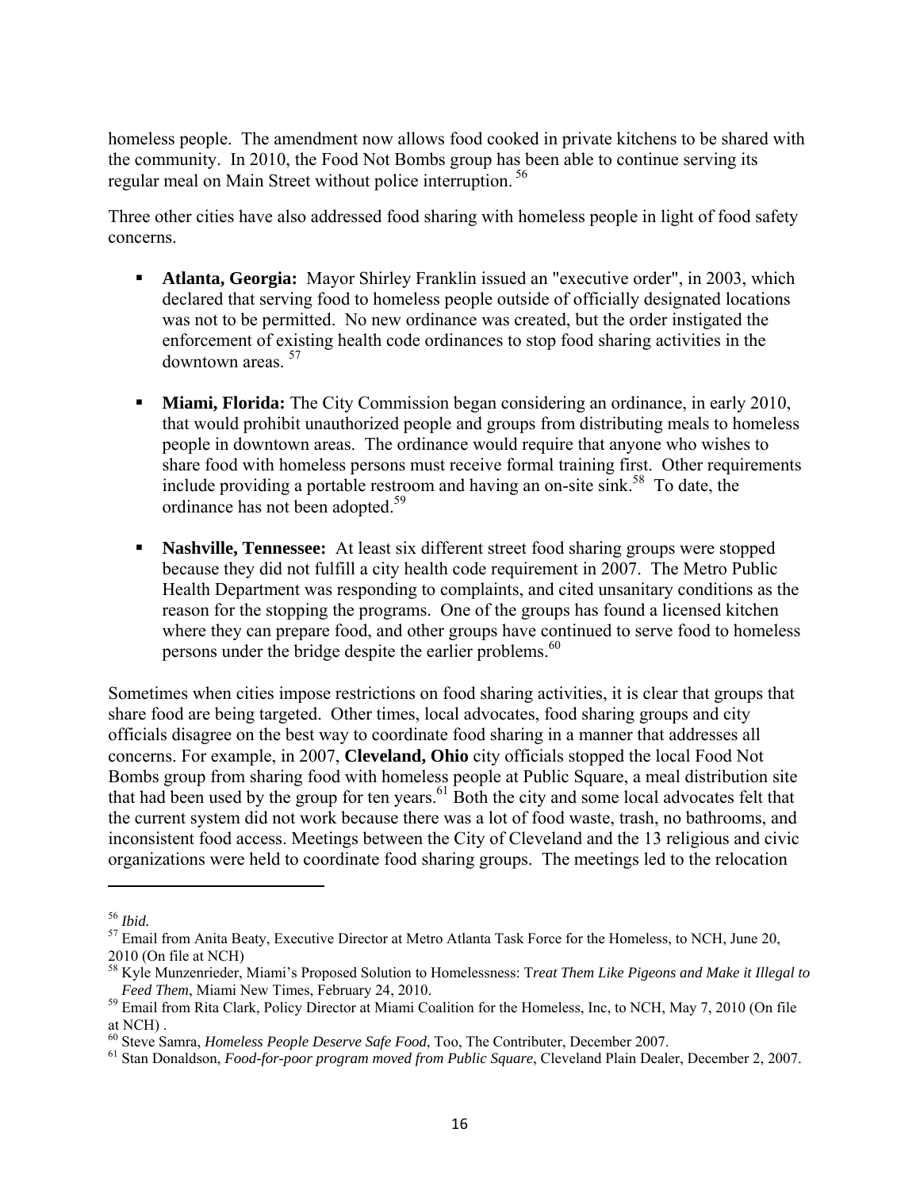homeless people. The amendment now allows food cooked in private kitchens to be shared with the community. In 2010, the Food Not Bombs group has been able to continue serving its regular meal on Main Street without police interruption. [56]

Three other cities have also addressed food sharing with homeless people in light of food safety concerns.

- **Atlanta, Georgia:** Mayor Shirley Franklin issued an "executive order", in 2003, which declared that serving food to homeless people outside of officially designated locations was not to be permitted. No new ordinance was created, but the order instigated the enforcement of existing health code ordinances to stop food sharing activities in the downtown areas. [57]

- **Miami, Florida:** The City Commission began considering an ordinance, in early 2010, that would prohibit unauthorized people and groups from distributing meals to homeless people in downtown areas. The ordinance would require that anyone who wishes to share food with homeless persons must receive formal training first. Other requirements include providing a portable restroom and having an on-site sink.[58] To date, the ordinance has not been adopted.[59]

- **Nashville, Tennessee:** At least six different street food sharing groups were stopped because they did not fulfill a city health code requirement in 2007. The Metro Public Health Department was responding to complaints, and cited unsanitary conditions as the reason for the stopping the programs. One of the groups has found a licensed kitchen where they can prepare food, and other groups have continued to serve food to homeless persons under the bridge despite the earlier problems.[60]

Sometimes when cities impose restrictions on food sharing activities, it is clear that groups that share food are being targeted. Other times, local advocates, food sharing groups and city officials disagree on the best way to coordinate food sharing in a manner that addresses all concerns. For example, in 2007, **Cleveland, Ohio** city officials stopped the local Food Not Bombs group from sharing food with homeless people at Public Square, a meal distribution site that had been used by the group for ten years.[61] Both the city and some local advocates felt that the current system did not work because there was a lot of food waste, trash, no bathrooms, and inconsistent food access. Meetings between the City of Cleveland and the 13 religious and civic organizations were held to coordinate food sharing groups. The meetings led to the relocation

---

[56] *Ibid.*

[57] Email from Anita Beaty, Executive Director at Metro Atlanta Task Force for the Homeless, to NCH, June 20, 2010 (On file at NCH)

[58] Kyle Munzenrieder, Miami's Proposed Solution to Homelessness: T*reat Them Like Pigeons and Make it Illegal to Feed Them*, Miami New Times, February 24, 2010.

[59] Email from Rita Clark, Policy Director at Miami Coalition for the Homeless, Inc, to NCH, May 7, 2010 (On file at NCH) .

[60] Steve Samra, *Homeless People Deserve Safe Food*, Too, The Contributer, December 2007.

[61] Stan Donaldson, *Food-for-poor program moved from Public Square*, Cleveland Plain Dealer, December 2, 2007.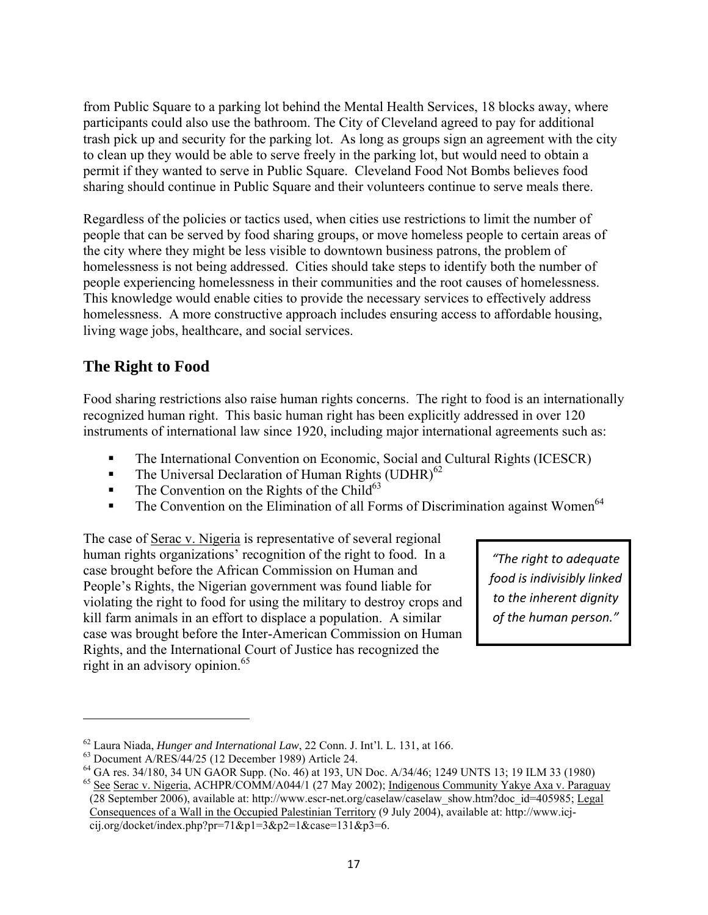from Public Square to a parking lot behind the Mental Health Services, 18 blocks away, where participants could also use the bathroom. The City of Cleveland agreed to pay for additional trash pick up and security for the parking lot. As long as groups sign an agreement with the city to clean up they would be able to serve freely in the parking lot, but would need to obtain a permit if they wanted to serve in Public Square. Cleveland Food Not Bombs believes food sharing should continue in Public Square and their volunteers continue to serve meals there.

Regardless of the policies or tactics used, when cities use restrictions to limit the number of people that can be served by food sharing groups, or move homeless people to certain areas of the city where they might be less visible to downtown business patrons, the problem of homelessness is not being addressed. Cities should take steps to identify both the number of people experiencing homelessness in their communities and the root causes of homelessness. This knowledge would enable cities to provide the necessary services to effectively address homelessness. A more constructive approach includes ensuring access to affordable housing, living wage jobs, healthcare, and social services.

## The Right to Food

Food sharing restrictions also raise human rights concerns. The right to food is an internationally recognized human right. This basic human right has been explicitly addressed in over 120 instruments of international law since 1920, including major international agreements such as:

- The International Convention on Economic, Social and Cultural Rights (ICESCR)
- The Universal Declaration of Human Rights (UDHR)[62]
- The Convention on the Rights of the Child[63]
- The Convention on the Elimination of all Forms of Discrimination against Women[64]

The case of Serac v. Nigeria is representative of several regional human rights organizations' recognition of the right to food. In a case brought before the African Commission on Human and People's Rights, the Nigerian government was found liable for violating the right to food for using the military to destroy crops and kill farm animals in an effort to displace a population. A similar case was brought before the Inter-American Commission on Human Rights, and the International Court of Justice has recognized the right in an advisory opinion.[65]

> *"The right to adequate food is indivisibly linked to the inherent dignity of the human person."*

[62] Laura Niada, *Hunger and International Law*, 22 Conn. J. Int'l. L. 131, at 166.
[63] Document A/RES/44/25 (12 December 1989) Article 24.
[64] GA res. 34/180, 34 UN GAOR Supp. (No. 46) at 193, UN Doc. A/34/46; 1249 UNTS 13; 19 ILM 33 (1980)
[65] See Serac v. Nigeria, ACHPR/COMM/A044/1 (27 May 2002); Indigenous Community Yakye Axa v. Paraguay (28 September 2006), available at: http://www.escr-net.org/caselaw/caselaw_show.htm?doc_id=405985; Legal Consequences of a Wall in the Occupied Palestinian Territory (9 July 2004), available at: http://www.icj-cij.org/docket/index.php?pr=71&p1=3&p2=1&case=131&p3=6.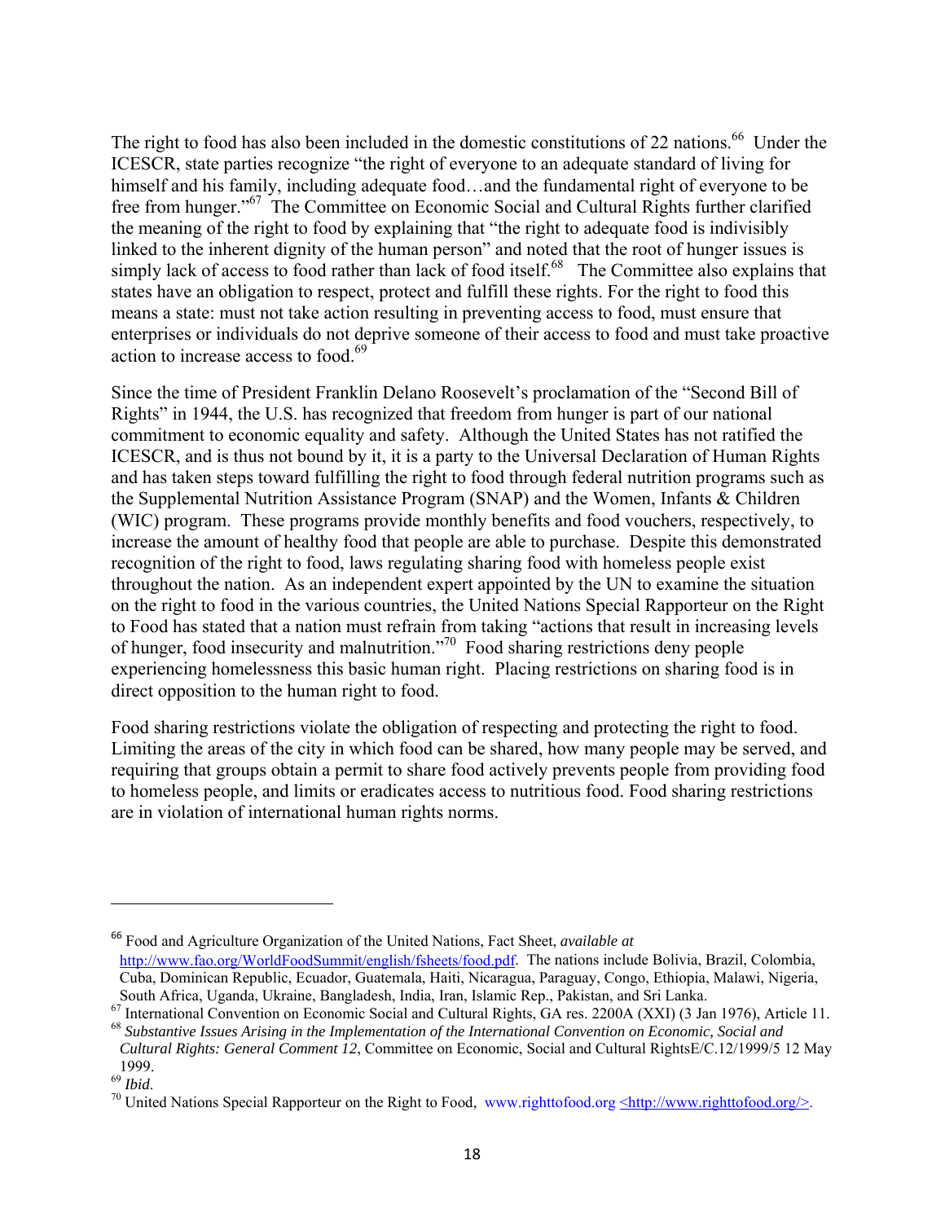The right to food has also been included in the domestic constitutions of 22 nations.[66] Under the ICESCR, state parties recognize "the right of everyone to an adequate standard of living for himself and his family, including adequate food…and the fundamental right of everyone to be free from hunger."[67] The Committee on Economic Social and Cultural Rights further clarified the meaning of the right to food by explaining that "the right to adequate food is indivisibly linked to the inherent dignity of the human person" and noted that the root of hunger issues is simply lack of access to food rather than lack of food itself.[68] The Committee also explains that states have an obligation to respect, protect and fulfill these rights. For the right to food this means a state: must not take action resulting in preventing access to food, must ensure that enterprises or individuals do not deprive someone of their access to food and must take proactive action to increase access to food.[69]

Since the time of President Franklin Delano Roosevelt's proclamation of the "Second Bill of Rights" in 1944, the U.S. has recognized that freedom from hunger is part of our national commitment to economic equality and safety. Although the United States has not ratified the ICESCR, and is thus not bound by it, it is a party to the Universal Declaration of Human Rights and has taken steps toward fulfilling the right to food through federal nutrition programs such as the Supplemental Nutrition Assistance Program (SNAP) and the Women, Infants & Children (WIC) program. These programs provide monthly benefits and food vouchers, respectively, to increase the amount of healthy food that people are able to purchase. Despite this demonstrated recognition of the right to food, laws regulating sharing food with homeless people exist throughout the nation. As an independent expert appointed by the UN to examine the situation on the right to food in the various countries, the United Nations Special Rapporteur on the Right to Food has stated that a nation must refrain from taking "actions that result in increasing levels of hunger, food insecurity and malnutrition."[70] Food sharing restrictions deny people experiencing homelessness this basic human right. Placing restrictions on sharing food is in direct opposition to the human right to food.

Food sharing restrictions violate the obligation of respecting and protecting the right to food. Limiting the areas of the city in which food can be shared, how many people may be served, and requiring that groups obtain a permit to share food actively prevents people from providing food to homeless people, and limits or eradicates access to nutritious food. Food sharing restrictions are in violation of international human rights norms.

---

[66] Food and Agriculture Organization of the United Nations, Fact Sheet, *available at* http://www.fao.org/WorldFoodSummit/english/fsheets/food.pdf. The nations include Bolivia, Brazil, Colombia, Cuba, Dominican Republic, Ecuador, Guatemala, Haiti, Nicaragua, Paraguay, Congo, Ethiopia, Malawi, Nigeria, South Africa, Uganda, Ukraine, Bangladesh, India, Iran, Islamic Rep., Pakistan, and Sri Lanka.

[67] International Convention on Economic Social and Cultural Rights, GA res. 2200A (XXI) (3 Jan 1976), Article 11.

[68] *Substantive Issues Arising in the Implementation of the International Convention on Economic, Social and Cultural Rights: General Comment 12*, Committee on Economic, Social and Cultural RightsE/C.12/1999/5 12 May 1999.

[69] *Ibid*.

[70] United Nations Special Rapporteur on the Right to Food, www.righttofood.org <http://www.righttofood.org/>.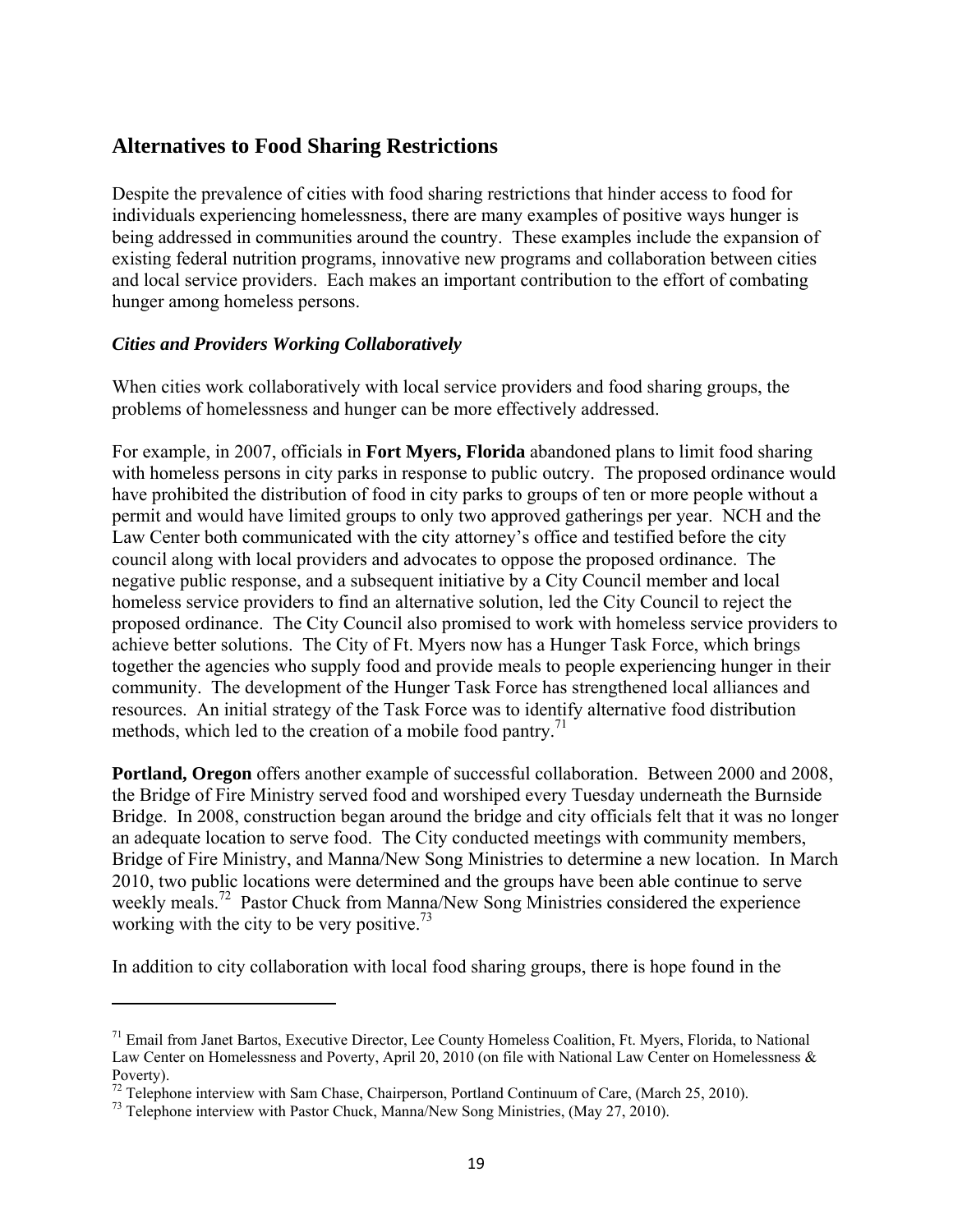## Alternatives to Food Sharing Restrictions

Despite the prevalence of cities with food sharing restrictions that hinder access to food for individuals experiencing homelessness, there are many examples of positive ways hunger is being addressed in communities around the country. These examples include the expansion of existing federal nutrition programs, innovative new programs and collaboration between cities and local service providers. Each makes an important contribution to the effort of combating hunger among homeless persons.

### *Cities and Providers Working Collaboratively*

When cities work collaboratively with local service providers and food sharing groups, the problems of homelessness and hunger can be more effectively addressed.

For example, in 2007, officials in **Fort Myers, Florida** abandoned plans to limit food sharing with homeless persons in city parks in response to public outcry. The proposed ordinance would have prohibited the distribution of food in city parks to groups of ten or more people without a permit and would have limited groups to only two approved gatherings per year. NCH and the Law Center both communicated with the city attorney's office and testified before the city council along with local providers and advocates to oppose the proposed ordinance. The negative public response, and a subsequent initiative by a City Council member and local homeless service providers to find an alternative solution, led the City Council to reject the proposed ordinance. The City Council also promised to work with homeless service providers to achieve better solutions. The City of Ft. Myers now has a Hunger Task Force, which brings together the agencies who supply food and provide meals to people experiencing hunger in their community. The development of the Hunger Task Force has strengthened local alliances and resources. An initial strategy of the Task Force was to identify alternative food distribution methods, which led to the creation of a mobile food pantry.[71]

**Portland, Oregon** offers another example of successful collaboration. Between 2000 and 2008, the Bridge of Fire Ministry served food and worshiped every Tuesday underneath the Burnside Bridge. In 2008, construction began around the bridge and city officials felt that it was no longer an adequate location to serve food. The City conducted meetings with community members, Bridge of Fire Ministry, and Manna/New Song Ministries to determine a new location. In March 2010, two public locations were determined and the groups have been able continue to serve weekly meals.[72] Pastor Chuck from Manna/New Song Ministries considered the experience working with the city to be very positive.[73]

In addition to city collaboration with local food sharing groups, there is hope found in the

---

[71] Email from Janet Bartos, Executive Director, Lee County Homeless Coalition, Ft. Myers, Florida, to National Law Center on Homelessness and Poverty, April 20, 2010 (on file with National Law Center on Homelessness & Poverty).

[72] Telephone interview with Sam Chase, Chairperson, Portland Continuum of Care, (March 25, 2010).

[73] Telephone interview with Pastor Chuck, Manna/New Song Ministries, (May 27, 2010).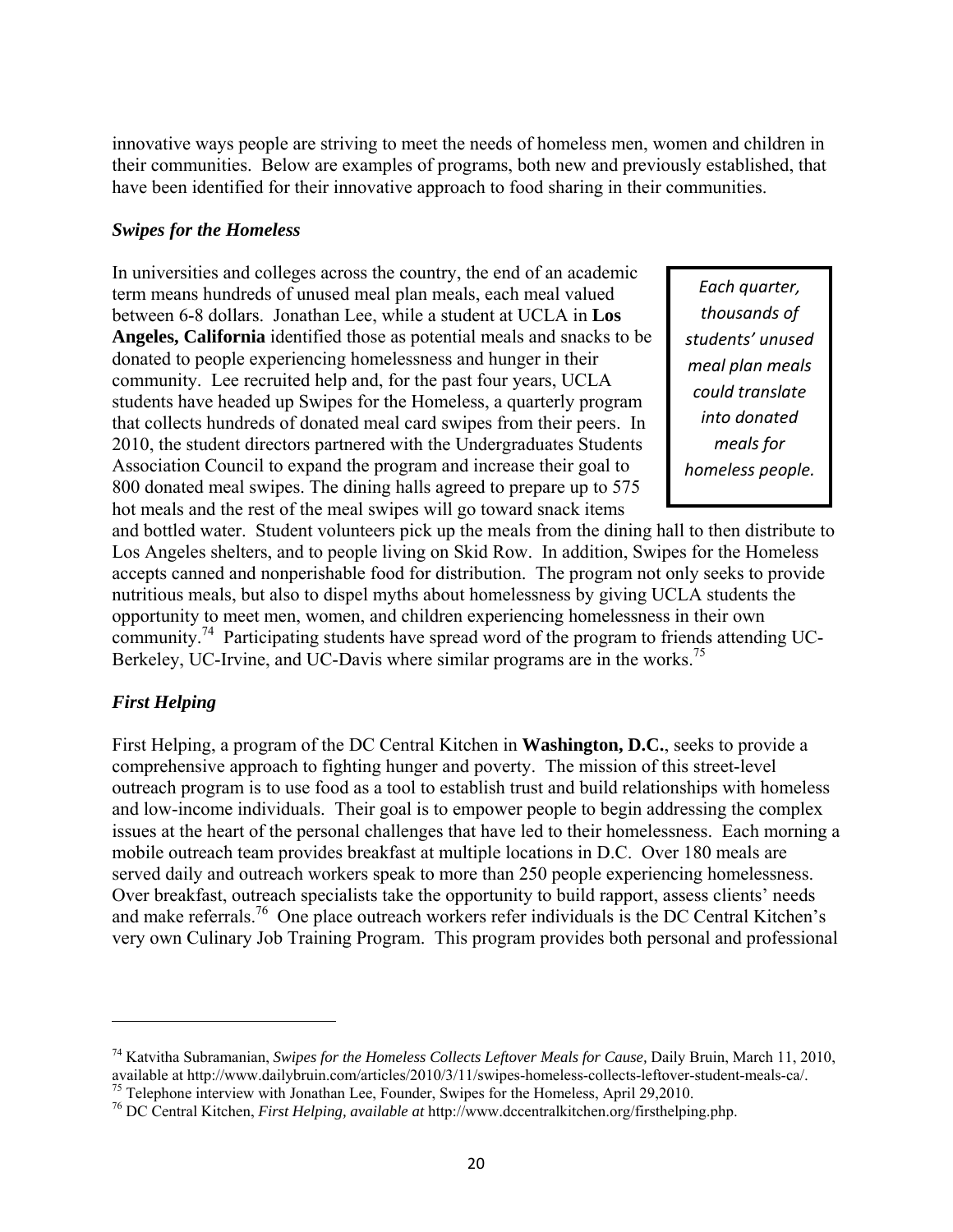innovative ways people are striving to meet the needs of homeless men, women and children in their communities. Below are examples of programs, both new and previously established, that have been identified for their innovative approach to food sharing in their communities.

### *Swipes for the Homeless*

In universities and colleges across the country, the end of an academic term means hundreds of unused meal plan meals, each meal valued between 6-8 dollars. Jonathan Lee, while a student at UCLA in **Los Angeles, California** identified those as potential meals and snacks to be donated to people experiencing homelessness and hunger in their community. Lee recruited help and, for the past four years, UCLA students have headed up Swipes for the Homeless, a quarterly program that collects hundreds of donated meal card swipes from their peers. In 2010, the student directors partnered with the Undergraduates Students Association Council to expand the program and increase their goal to 800 donated meal swipes. The dining halls agreed to prepare up to 575 hot meals and the rest of the meal swipes will go toward snack items and bottled water. Student volunteers pick up the meals from the dining hall to then distribute to Los Angeles shelters, and to people living on Skid Row. In addition, Swipes for the Homeless accepts canned and nonperishable food for distribution. The program not only seeks to provide nutritious meals, but also to dispel myths about homelessness by giving UCLA students the opportunity to meet men, women, and children experiencing homelessness in their own community.[74] Participating students have spread word of the program to friends attending UC-Berkeley, UC-Irvine, and UC-Davis where similar programs are in the works.[75]

> *Each quarter, thousands of students' unused meal plan meals could translate into donated meals for homeless people.*

### *First Helping*

First Helping, a program of the DC Central Kitchen in **Washington, D.C.**, seeks to provide a comprehensive approach to fighting hunger and poverty. The mission of this street-level outreach program is to use food as a tool to establish trust and build relationships with homeless and low-income individuals. Their goal is to empower people to begin addressing the complex issues at the heart of the personal challenges that have led to their homelessness. Each morning a mobile outreach team provides breakfast at multiple locations in D.C. Over 180 meals are served daily and outreach workers speak to more than 250 people experiencing homelessness. Over breakfast, outreach specialists take the opportunity to build rapport, assess clients' needs and make referrals.[76] One place outreach workers refer individuals is the DC Central Kitchen's very own Culinary Job Training Program. This program provides both personal and professional

---

[74] Katvitha Subramanian, *Swipes for the Homeless Collects Leftover Meals for Cause,* Daily Bruin, March 11, 2010, available at http://www.dailybruin.com/articles/2010/3/11/swipes-homeless-collects-leftover-student-meals-ca/.

[75] Telephone interview with Jonathan Lee, Founder, Swipes for the Homeless, April 29,2010.

[76] DC Central Kitchen, *First Helping, available at* http://www.dccentralkitchen.org/firsthelping.php.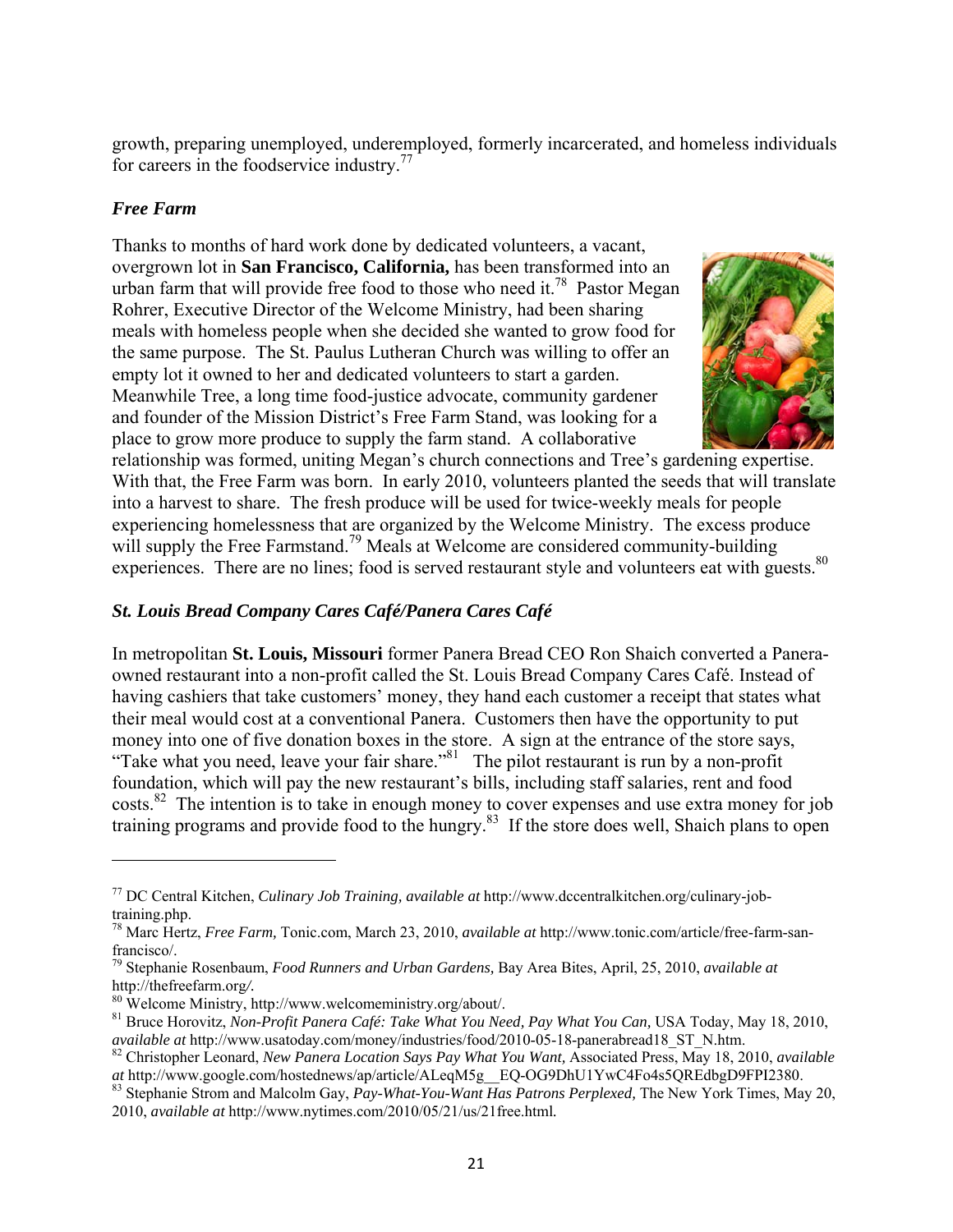growth, preparing unemployed, underemployed, formerly incarcerated, and homeless individuals for careers in the foodservice industry.[77]

### *Free Farm*

Thanks to months of hard work done by dedicated volunteers, a vacant, overgrown lot in **San Francisco, California,** has been transformed into an urban farm that will provide free food to those who need it.[78] Pastor Megan Rohrer, Executive Director of the Welcome Ministry, had been sharing meals with homeless people when she decided she wanted to grow food for the same purpose. The St. Paulus Lutheran Church was willing to offer an empty lot it owned to her and dedicated volunteers to start a garden. Meanwhile Tree, a long time food-justice advocate, community gardener and founder of the Mission District's Free Farm Stand, was looking for a place to grow more produce to supply the farm stand. A collaborative relationship was formed, uniting Megan's church connections and Tree's gardening expertise. With that, the Free Farm was born. In early 2010, volunteers planted the seeds that will translate into a harvest to share. The fresh produce will be used for twice-weekly meals for people experiencing homelessness that are organized by the Welcome Ministry. The excess produce will supply the Free Farmstand.[79] Meals at Welcome are considered community-building experiences. There are no lines; food is served restaurant style and volunteers eat with guests.[80]

### *St. Louis Bread Company Cares Café/Panera Cares Café*

In metropolitan **St. Louis, Missouri** former Panera Bread CEO Ron Shaich converted a Panera-owned restaurant into a non-profit called the St. Louis Bread Company Cares Café. Instead of having cashiers that take customers' money, they hand each customer a receipt that states what their meal would cost at a conventional Panera. Customers then have the opportunity to put money into one of five donation boxes in the store. A sign at the entrance of the store says, "Take what you need, leave your fair share."[81] The pilot restaurant is run by a non-profit foundation, which will pay the new restaurant's bills, including staff salaries, rent and food costs.[82] The intention is to take in enough money to cover expenses and use extra money for job training programs and provide food to the hungry.[83] If the store does well, Shaich plans to open

---

[77] DC Central Kitchen, *Culinary Job Training, available at* http://www.dccentralkitchen.org/culinary-job-training.php.

[78] Marc Hertz, *Free Farm,* Tonic.com, March 23, 2010, *available at* http://www.tonic.com/article/free-farm-san-francisco/.

[79] Stephanie Rosenbaum, *Food Runners and Urban Gardens,* Bay Area Bites, April, 25, 2010, *available at* http://thefreefarm.org*/*.

[80] Welcome Ministry, http://www.welcomeministry.org/about/.

[81] Bruce Horovitz, *Non-Profit Panera Café: Take What You Need, Pay What You Can,* USA Today, May 18, 2010, *available at* http://www.usatoday.com/money/industries/food/2010-05-18-panerabread18_ST_N.htm.

[82] Christopher Leonard, *New Panera Location Says Pay What You Want,* Associated Press, May 18, 2010, *available at* http://www.google.com/hostednews/ap/article/ALeqM5g__EQ-OG9DhU1YwC4Fo4s5QREdbgD9FPI2380.

[83] Stephanie Strom and Malcolm Gay, *Pay-What-You-Want Has Patrons Perplexed,* The New York Times, May 20, 2010, *available at* http://www.nytimes.com/2010/05/21/us/21free.html.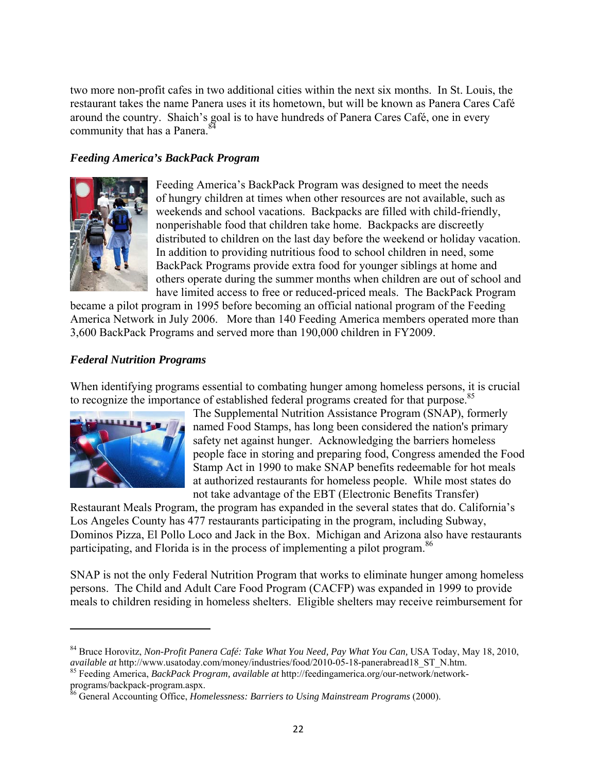two more non-profit cafes in two additional cities within the next six months. In St. Louis, the restaurant takes the name Panera uses it its hometown, but will be known as Panera Cares Café around the country. Shaich's goal is to have hundreds of Panera Cares Café, one in every community that has a Panera.[84]

### *Feeding America's BackPack Program*

Feeding America's BackPack Program was designed to meet the needs of hungry children at times when other resources are not available, such as weekends and school vacations. Backpacks are filled with child-friendly, nonperishable food that children take home. Backpacks are discreetly distributed to children on the last day before the weekend or holiday vacation. In addition to providing nutritious food to school children in need, some BackPack Programs provide extra food for younger siblings at home and others operate during the summer months when children are out of school and have limited access to free or reduced-priced meals. The BackPack Program became a pilot program in 1995 before becoming an official national program of the Feeding America Network in July 2006. More than 140 Feeding America members operated more than 3,600 BackPack Programs and served more than 190,000 children in FY2009.

### *Federal Nutrition Programs*

When identifying programs essential to combating hunger among homeless persons, it is crucial to recognize the importance of established federal programs created for that purpose.[85] The Supplemental Nutrition Assistance Program (SNAP), formerly named Food Stamps, has long been considered the nation's primary safety net against hunger. Acknowledging the barriers homeless people face in storing and preparing food, Congress amended the Food Stamp Act in 1990 to make SNAP benefits redeemable for hot meals at authorized restaurants for homeless people. While most states do not take advantage of the EBT (Electronic Benefits Transfer) Restaurant Meals Program, the program has expanded in the several states that do. California's Los Angeles County has 477 restaurants participating in the program, including Subway, Dominos Pizza, El Pollo Loco and Jack in the Box. Michigan and Arizona also have restaurants participating, and Florida is in the process of implementing a pilot program.[86]

SNAP is not the only Federal Nutrition Program that works to eliminate hunger among homeless persons. The Child and Adult Care Food Program (CACFP) was expanded in 1999 to provide meals to children residing in homeless shelters. Eligible shelters may receive reimbursement for

---

[84] Bruce Horovitz, *Non-Profit Panera Café: Take What You Need, Pay What You Can,* USA Today, May 18, 2010, *available at* http://www.usatoday.com/money/industries/food/2010-05-18-panerabread18_ST_N.htm.

[85] Feeding America, *BackPack Program, available at* http://feedingamerica.org/our-network/network-programs/backpack-program.aspx.

[86] General Accounting Office, *Homelessness: Barriers to Using Mainstream Programs* (2000).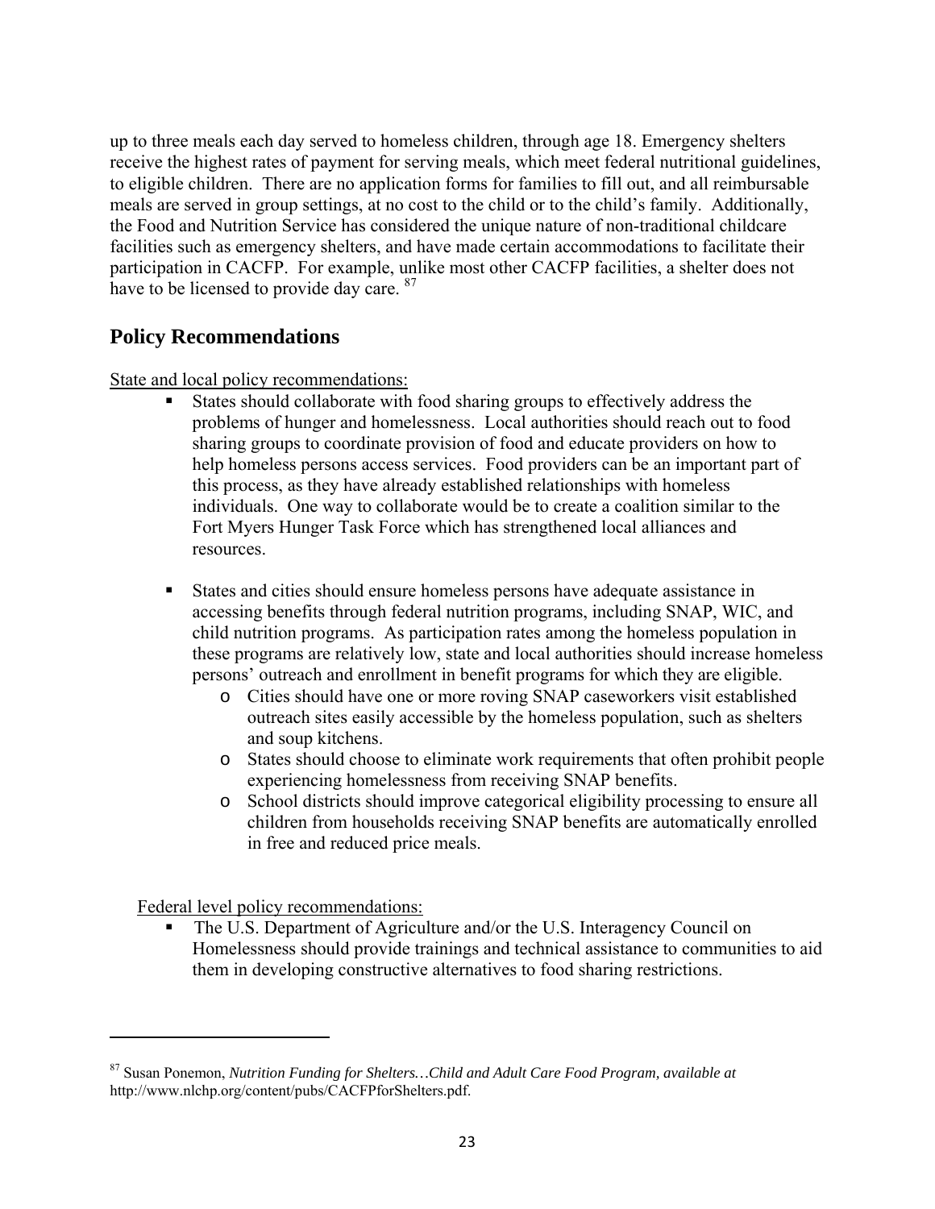up to three meals each day served to homeless children, through age 18. Emergency shelters receive the highest rates of payment for serving meals, which meet federal nutritional guidelines, to eligible children. There are no application forms for families to fill out, and all reimbursable meals are served in group settings, at no cost to the child or to the child's family. Additionally, the Food and Nutrition Service has considered the unique nature of non-traditional childcare facilities such as emergency shelters, and have made certain accommodations to facilitate their participation in CACFP. For example, unlike most other CACFP facilities, a shelter does not have to be licensed to provide day care. [87]

## Policy Recommendations

<u>State and local policy recommendations:</u>

- States should collaborate with food sharing groups to effectively address the problems of hunger and homelessness. Local authorities should reach out to food sharing groups to coordinate provision of food and educate providers on how to help homeless persons access services. Food providers can be an important part of this process, as they have already established relationships with homeless individuals. One way to collaborate would be to create a coalition similar to the Fort Myers Hunger Task Force which has strengthened local alliances and resources.

- States and cities should ensure homeless persons have adequate assistance in accessing benefits through federal nutrition programs, including SNAP, WIC, and child nutrition programs. As participation rates among the homeless population in these programs are relatively low, state and local authorities should increase homeless persons' outreach and enrollment in benefit programs for which they are eligible.
  - Cities should have one or more roving SNAP caseworkers visit established outreach sites easily accessible by the homeless population, such as shelters and soup kitchens.
  - States should choose to eliminate work requirements that often prohibit people experiencing homelessness from receiving SNAP benefits.
  - School districts should improve categorical eligibility processing to ensure all children from households receiving SNAP benefits are automatically enrolled in free and reduced price meals.

<u>Federal level policy recommendations:</u>

- The U.S. Department of Agriculture and/or the U.S. Interagency Council on Homelessness should provide trainings and technical assistance to communities to aid them in developing constructive alternatives to food sharing restrictions.

---

[87] Susan Ponemon, *Nutrition Funding for Shelters…Child and Adult Care Food Program, available at* http://www.nlchp.org/content/pubs/CACFPforShelters.pdf.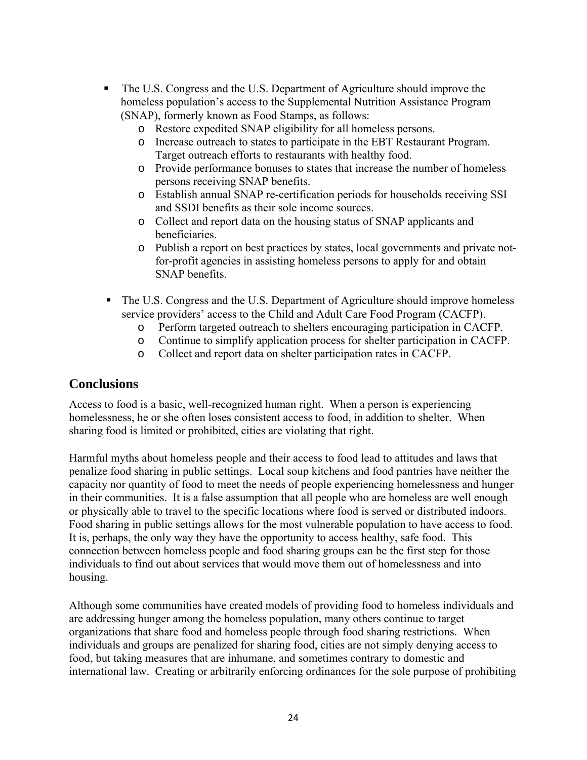- The U.S. Congress and the U.S. Department of Agriculture should improve the homeless population's access to the Supplemental Nutrition Assistance Program (SNAP), formerly known as Food Stamps, as follows:
    - Restore expedited SNAP eligibility for all homeless persons.
    - Increase outreach to states to participate in the EBT Restaurant Program. Target outreach efforts to restaurants with healthy food.
    - Provide performance bonuses to states that increase the number of homeless persons receiving SNAP benefits.
    - Establish annual SNAP re-certification periods for households receiving SSI and SSDI benefits as their sole income sources.
    - Collect and report data on the housing status of SNAP applicants and beneficiaries.
    - Publish a report on best practices by states, local governments and private not-for-profit agencies in assisting homeless persons to apply for and obtain SNAP benefits.

- The U.S. Congress and the U.S. Department of Agriculture should improve homeless service providers' access to the Child and Adult Care Food Program (CACFP).
    - Perform targeted outreach to shelters encouraging participation in CACFP.
    - Continue to simplify application process for shelter participation in CACFP.
    - Collect and report data on shelter participation rates in CACFP.

## Conclusions

Access to food is a basic, well-recognized human right. When a person is experiencing homelessness, he or she often loses consistent access to food, in addition to shelter. When sharing food is limited or prohibited, cities are violating that right.

Harmful myths about homeless people and their access to food lead to attitudes and laws that penalize food sharing in public settings. Local soup kitchens and food pantries have neither the capacity nor quantity of food to meet the needs of people experiencing homelessness and hunger in their communities. It is a false assumption that all people who are homeless are well enough or physically able to travel to the specific locations where food is served or distributed indoors. Food sharing in public settings allows for the most vulnerable population to have access to food. It is, perhaps, the only way they have the opportunity to access healthy, safe food. This connection between homeless people and food sharing groups can be the first step for those individuals to find out about services that would move them out of homelessness and into housing.

Although some communities have created models of providing food to homeless individuals and are addressing hunger among the homeless population, many others continue to target organizations that share food and homeless people through food sharing restrictions. When individuals and groups are penalized for sharing food, cities are not simply denying access to food, but taking measures that are inhumane, and sometimes contrary to domestic and international law. Creating or arbitrarily enforcing ordinances for the sole purpose of prohibiting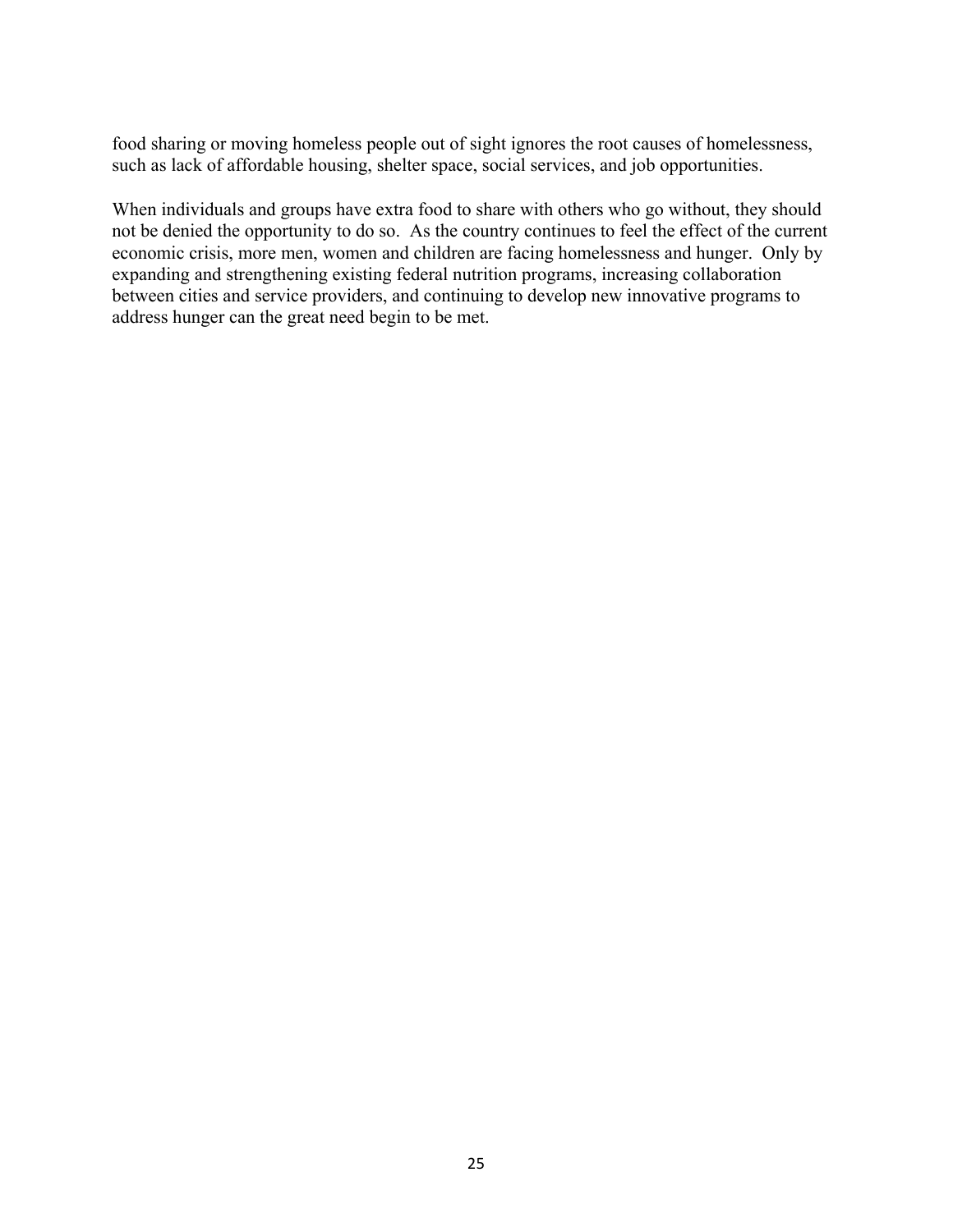food sharing or moving homeless people out of sight ignores the root causes of homelessness, such as lack of affordable housing, shelter space, social services, and job opportunities.

When individuals and groups have extra food to share with others who go without, they should not be denied the opportunity to do so. As the country continues to feel the effect of the current economic crisis, more men, women and children are facing homelessness and hunger. Only by expanding and strengthening existing federal nutrition programs, increasing collaboration between cities and service providers, and continuing to develop new innovative programs to address hunger can the great need begin to be met.